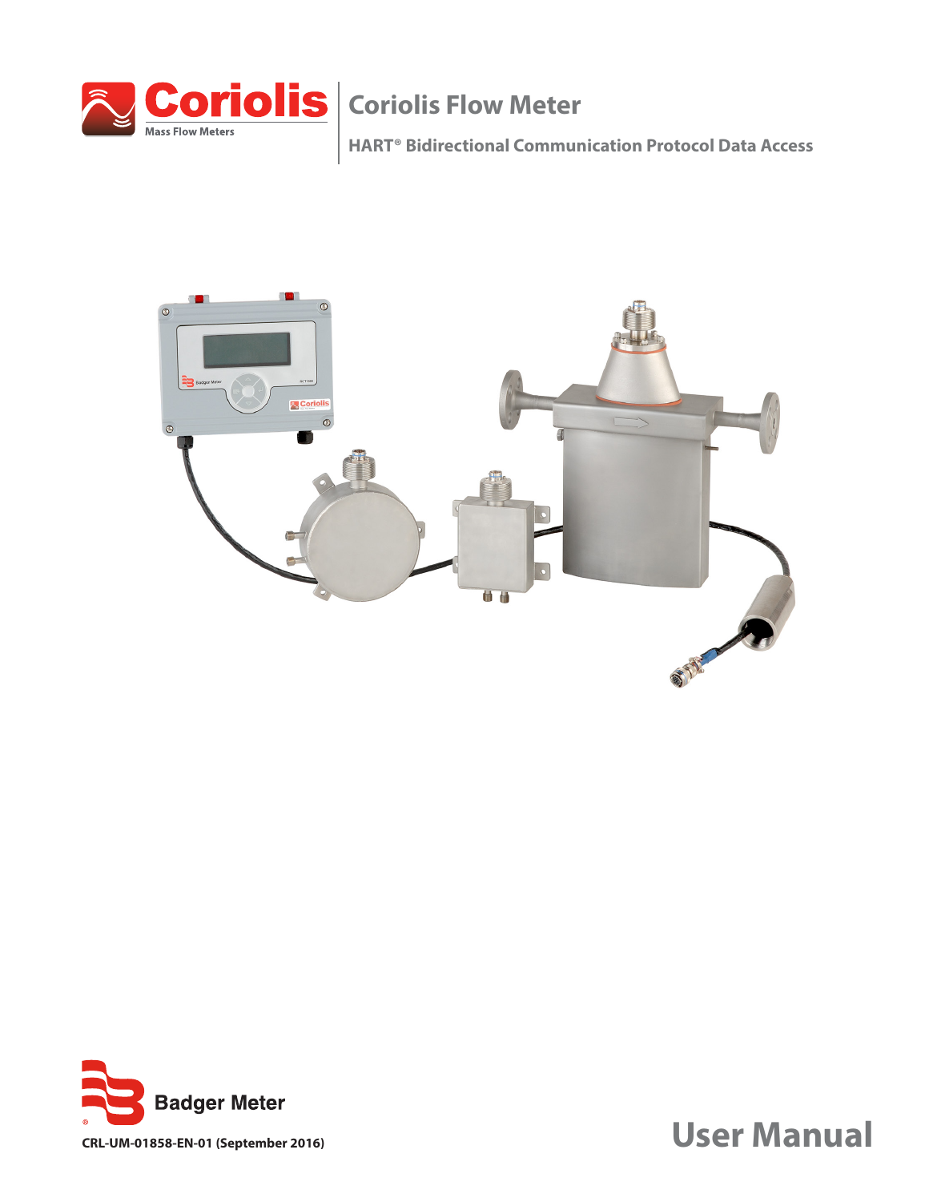Coriolis
Mass Flow Meters

# Coriolis Flow Meter

## HART® Bidirectional Communication Protocol Data Access

Badger Meter

CRL-UM-01858-EN-01 (September 2016)

# User Manual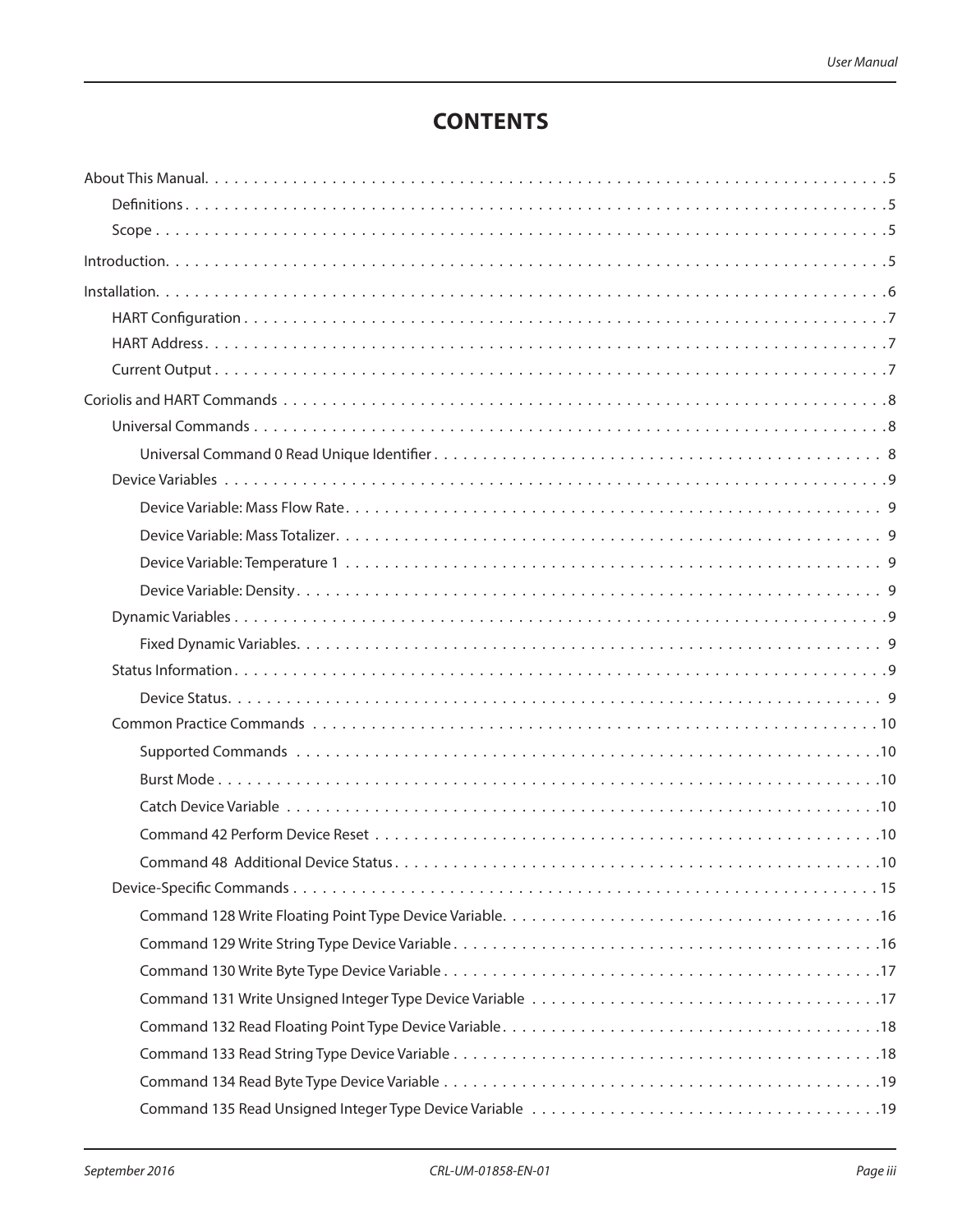# CONTENTS

- About This Manual . . . . . 5
  - Definitions . . . . . 5
  - Scope . . . . . 5
- Introduction . . . . . 5
- Installation . . . . . 6
  - HART Configuration . . . . . 7
  - HART Address . . . . . 7
  - Current Output . . . . . 7
- Coriolis and HART Commands . . . . . 8
  - Universal Commands . . . . . 8
    - Universal Command 0 Read Unique Identifier . . . . . 8
  - Device Variables . . . . . 9
    - Device Variable: Mass Flow Rate . . . . . 9
    - Device Variable: Mass Totalizer . . . . . 9
    - Device Variable: Temperature 1 . . . . . 9
    - Device Variable: Density . . . . . 9
  - Dynamic Variables . . . . . 9
    - Fixed Dynamic Variables . . . . . 9
  - Status Information . . . . . 9
    - Device Status . . . . . 9
  - Common Practice Commands . . . . . 10
    - Supported Commands . . . . . 10
    - Burst Mode . . . . . 10
    - Catch Device Variable . . . . . 10
    - Command 42 Perform Device Reset . . . . . 10
    - Command 48 Additional Device Status . . . . . 10
  - Device-Specific Commands . . . . . 15
    - Command 128 Write Floating Point Type Device Variable . . . . . 16
    - Command 129 Write String Type Device Variable . . . . . 16
    - Command 130 Write Byte Type Device Variable . . . . . 17
    - Command 131 Write Unsigned Integer Type Device Variable . . . . . 17
    - Command 132 Read Floating Point Type Device Variable . . . . . 18
    - Command 133 Read String Type Device Variable . . . . . 18
    - Command 134 Read Byte Type Device Variable . . . . . 19
    - Command 135 Read Unsigned Integer Type Device Variable . . . . . 19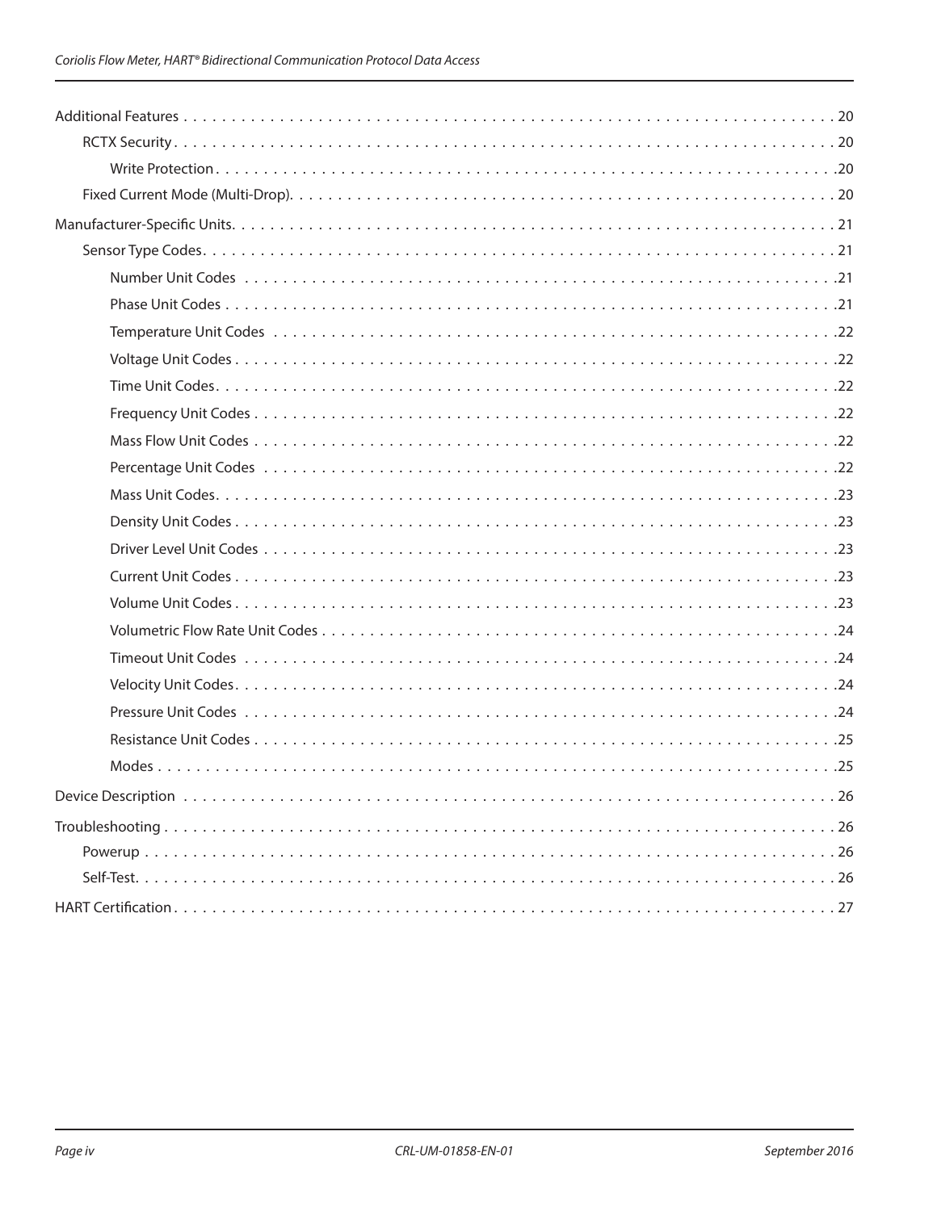- Additional Features . . . . . . . . . . . . . . . . . . . . . . . . . . . . . . . . . . . . . . . . . . . . . . . . . . . . . . . . . . . . . . . . . . 20
  - RCTX Security . . . . . . . . . . . . . . . . . . . . . . . . . . . . . . . . . . . . . . . . . . . . . . . . . . . . . . . . . . . . . . . . . . . 20
    - Write Protection . . . . . . . . . . . . . . . . . . . . . . . . . . . . . . . . . . . . . . . . . . . . . . . . . . . . . . . . . . . . . . 20
  - Fixed Current Mode (Multi-Drop) . . . . . . . . . . . . . . . . . . . . . . . . . . . . . . . . . . . . . . . . . . . . . . . . . . . 20
- Manufacturer-Specific Units . . . . . . . . . . . . . . . . . . . . . . . . . . . . . . . . . . . . . . . . . . . . . . . . . . . . . . . . . . 21
  - Sensor Type Codes . . . . . . . . . . . . . . . . . . . . . . . . . . . . . . . . . . . . . . . . . . . . . . . . . . . . . . . . . . . . . . 21
    - Number Unit Codes . . . . . . . . . . . . . . . . . . . . . . . . . . . . . . . . . . . . . . . . . . . . . . . . . . . . . . . . . . . . 21
    - Phase Unit Codes . . . . . . . . . . . . . . . . . . . . . . . . . . . . . . . . . . . . . . . . . . . . . . . . . . . . . . . . . . . . . . 21
    - Temperature Unit Codes . . . . . . . . . . . . . . . . . . . . . . . . . . . . . . . . . . . . . . . . . . . . . . . . . . . . . . . . 22
    - Voltage Unit Codes . . . . . . . . . . . . . . . . . . . . . . . . . . . . . . . . . . . . . . . . . . . . . . . . . . . . . . . . . . . . 22
    - Time Unit Codes . . . . . . . . . . . . . . . . . . . . . . . . . . . . . . . . . . . . . . . . . . . . . . . . . . . . . . . . . . . . . . . 22
    - Frequency Unit Codes . . . . . . . . . . . . . . . . . . . . . . . . . . . . . . . . . . . . . . . . . . . . . . . . . . . . . . . . . . 22
    - Mass Flow Unit Codes . . . . . . . . . . . . . . . . . . . . . . . . . . . . . . . . . . . . . . . . . . . . . . . . . . . . . . . . . . 22
    - Percentage Unit Codes . . . . . . . . . . . . . . . . . . . . . . . . . . . . . . . . . . . . . . . . . . . . . . . . . . . . . . . . . 22
    - Mass Unit Codes . . . . . . . . . . . . . . . . . . . . . . . . . . . . . . . . . . . . . . . . . . . . . . . . . . . . . . . . . . . . . . 23
    - Density Unit Codes . . . . . . . . . . . . . . . . . . . . . . . . . . . . . . . . . . . . . . . . . . . . . . . . . . . . . . . . . . . . 23
    - Driver Level Unit Codes . . . . . . . . . . . . . . . . . . . . . . . . . . . . . . . . . . . . . . . . . . . . . . . . . . . . . . . . 23
    - Current Unit Codes . . . . . . . . . . . . . . . . . . . . . . . . . . . . . . . . . . . . . . . . . . . . . . . . . . . . . . . . . . . . 23
    - Volume Unit Codes . . . . . . . . . . . . . . . . . . . . . . . . . . . . . . . . . . . . . . . . . . . . . . . . . . . . . . . . . . . . 23
    - Volumetric Flow Rate Unit Codes . . . . . . . . . . . . . . . . . . . . . . . . . . . . . . . . . . . . . . . . . . . . . . . . 24
    - Timeout Unit Codes . . . . . . . . . . . . . . . . . . . . . . . . . . . . . . . . . . . . . . . . . . . . . . . . . . . . . . . . . . . 24
    - Velocity Unit Codes . . . . . . . . . . . . . . . . . . . . . . . . . . . . . . . . . . . . . . . . . . . . . . . . . . . . . . . . . . . . 24
    - Pressure Unit Codes . . . . . . . . . . . . . . . . . . . . . . . . . . . . . . . . . . . . . . . . . . . . . . . . . . . . . . . . . . . 24
    - Resistance Unit Codes . . . . . . . . . . . . . . . . . . . . . . . . . . . . . . . . . . . . . . . . . . . . . . . . . . . . . . . . . 25
    - Modes . . . . . . . . . . . . . . . . . . . . . . . . . . . . . . . . . . . . . . . . . . . . . . . . . . . . . . . . . . . . . . . . . . . . . . . 25
- Device Description . . . . . . . . . . . . . . . . . . . . . . . . . . . . . . . . . . . . . . . . . . . . . . . . . . . . . . . . . . . . . . . . . 26
- Troubleshooting . . . . . . . . . . . . . . . . . . . . . . . . . . . . . . . . . . . . . . . . . . . . . . . . . . . . . . . . . . . . . . . . . . . 26
  - Powerup . . . . . . . . . . . . . . . . . . . . . . . . . . . . . . . . . . . . . . . . . . . . . . . . . . . . . . . . . . . . . . . . . . . . . . . 26
  - Self-Test . . . . . . . . . . . . . . . . . . . . . . . . . . . . . . . . . . . . . . . . . . . . . . . . . . . . . . . . . . . . . . . . . . . . . . . 26
- HART Certification . . . . . . . . . . . . . . . . . . . . . . . . . . . . . . . . . . . . . . . . . . . . . . . . . . . . . . . . . . . . . . . . 27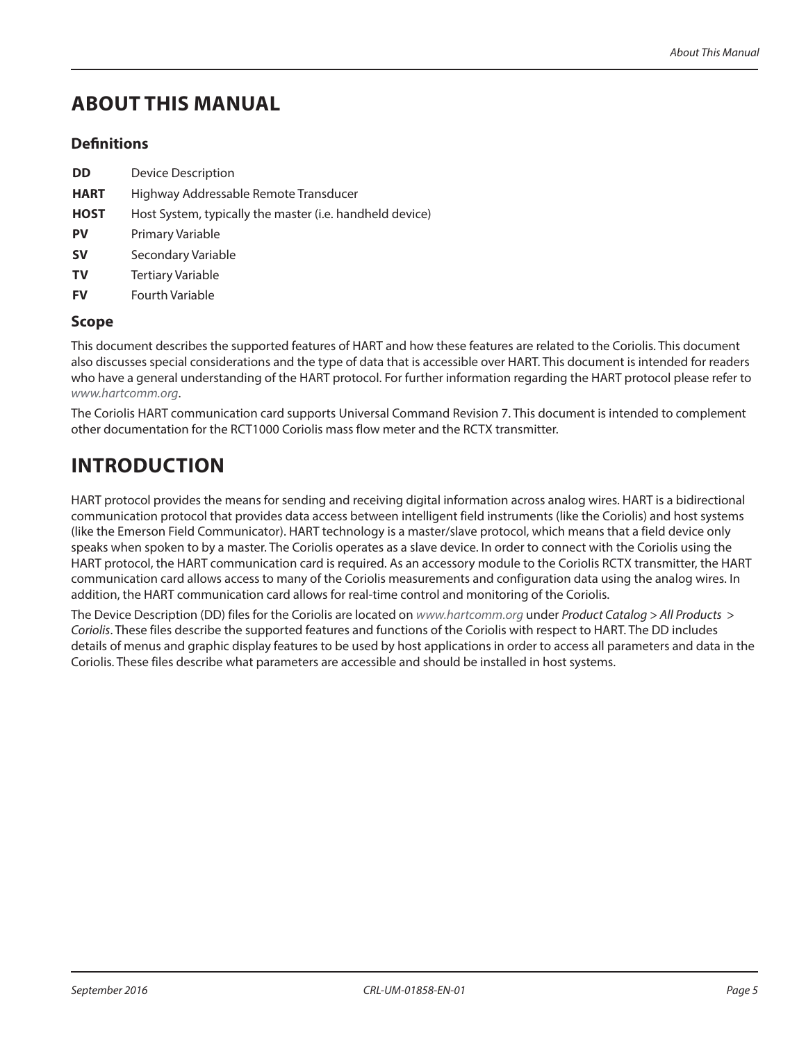# ABOUT THIS MANUAL

## Definitions

| | |
|---|---|
| **DD** | Device Description |
| **HART** | Highway Addressable Remote Transducer |
| **HOST** | Host System, typically the master (i.e. handheld device) |
| **PV** | Primary Variable |
| **SV** | Secondary Variable |
| **TV** | Tertiary Variable |
| **FV** | Fourth Variable |

## Scope

This document describes the supported features of HART and how these features are related to the Coriolis. This document also discusses special considerations and the type of data that is accessible over HART. This document is intended for readers who have a general understanding of the HART protocol. For further information regarding the HART protocol please refer to *www.hartcomm.org*.

The Coriolis HART communication card supports Universal Command Revision 7. This document is intended to complement other documentation for the RCT1000 Coriolis mass flow meter and the RCTX transmitter.

# INTRODUCTION

HART protocol provides the means for sending and receiving digital information across analog wires. HART is a bidirectional communication protocol that provides data access between intelligent field instruments (like the Coriolis) and host systems (like the Emerson Field Communicator). HART technology is a master/slave protocol, which means that a field device only speaks when spoken to by a master. The Coriolis operates as a slave device. In order to connect with the Coriolis using the HART protocol, the HART communication card is required. As an accessory module to the Coriolis RCTX transmitter, the HART communication card allows access to many of the Coriolis measurements and configuration data using the analog wires. In addition, the HART communication card allows for real-time control and monitoring of the Coriolis.

The Device Description (DD) files for the Coriolis are located on *www.hartcomm.org* under *Product Catalog > All Products > Coriolis*. These files describe the supported features and functions of the Coriolis with respect to HART. The DD includes details of menus and graphic display features to be used by host applications in order to access all parameters and data in the Coriolis. These files describe what parameters are accessible and should be installed in host systems.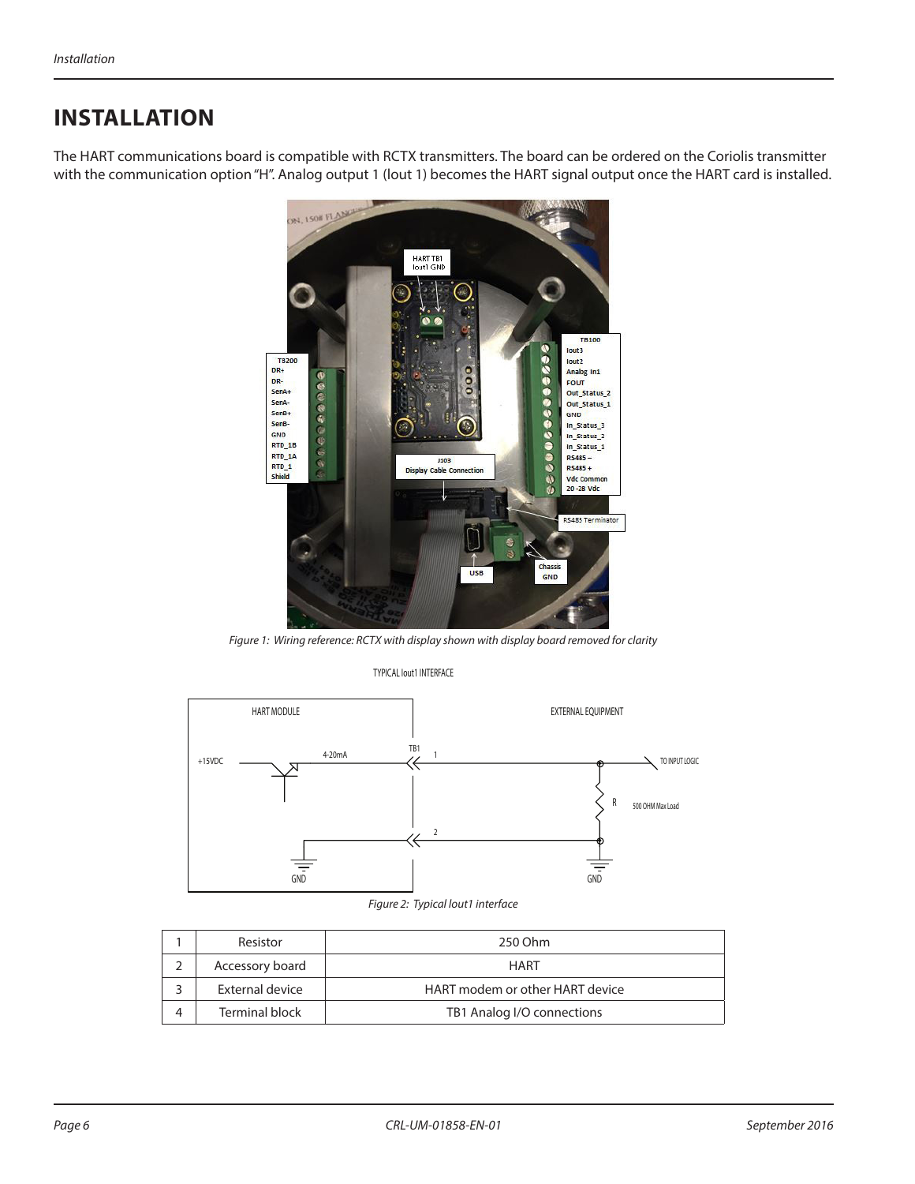# INSTALLATION

The HART communications board is compatible with RCTX transmitters. The board can be ordered on the Coriolis transmitter with the communication option "H". Analog output 1 (Iout 1) becomes the HART signal output once the HART card is installed.

*Figure 1: Wiring reference: RCTX with display shown with display board removed for clarity*

*Figure 2: Typical Iout1 interface*

| 1 | Resistor | 250 Ohm |
|---|---|---|
| 2 | Accessory board | HART |
| 3 | External device | HART modem or other HART device |
| 4 | Terminal block | TB1 Analog I/O connections |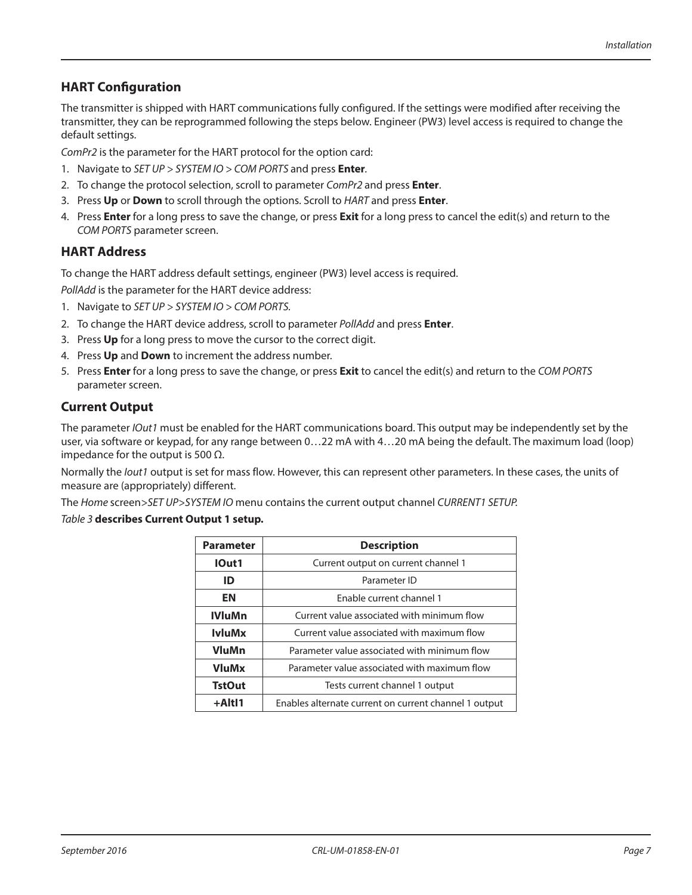## HART Configuration

The transmitter is shipped with HART communications fully configured. If the settings were modified after receiving the transmitter, they can be reprogrammed following the steps below. Engineer (PW3) level access is required to change the default settings.

*ComPr2* is the parameter for the HART protocol for the option card:

1. Navigate to *SET UP > SYSTEM IO > COM PORTS* and press **Enter**.
2. To change the protocol selection, scroll to parameter *ComPr2* and press **Enter**.
3. Press **Up** or **Down** to scroll through the options. Scroll to *HART* and press **Enter**.
4. Press **Enter** for a long press to save the change, or press **Exit** for a long press to cancel the edit(s) and return to the *COM PORTS* parameter screen.

## HART Address

To change the HART address default settings, engineer (PW3) level access is required.

*PollAdd* is the parameter for the HART device address:

1. Navigate to *SET UP > SYSTEM IO > COM PORTS.*
2. To change the HART device address, scroll to parameter *PollAdd* and press **Enter**.
3. Press **Up** for a long press to move the cursor to the correct digit.
4. Press **Up** and **Down** to increment the address number.
5. Press **Enter** for a long press to save the change, or press **Exit** to cancel the edit(s) and return to the *COM PORTS* parameter screen.

## Current Output

The parameter *IOut1* must be enabled for the HART communications board. This output may be independently set by the user, via software or keypad, for any range between 0…22 mA with 4…20 mA being the default. The maximum load (loop) impedance for the output is 500 Ω.

Normally the *Iout1* output is set for mass flow. However, this can represent other parameters. In these cases, the units of measure are (appropriately) different.

The *Home* screen>*SET UP*>*SYSTEM IO* menu contains the current output channel *CURRENT1 SETUP*.

*Table 3* **describes Current Output 1 setup.**

| Parameter | Description |
|---|---|
| **IOut1** | Current output on current channel 1 |
| **ID** | Parameter ID |
| **EN** | Enable current channel 1 |
| **IVluMn** | Current value associated with minimum flow |
| **IvluMx** | Current value associated with maximum flow |
| **VluMn** | Parameter value associated with minimum flow |
| **VluMx** | Parameter value associated with maximum flow |
| **TstOut** | Tests current channel 1 output |
| **+AltI1** | Enables alternate current on current channel 1 output |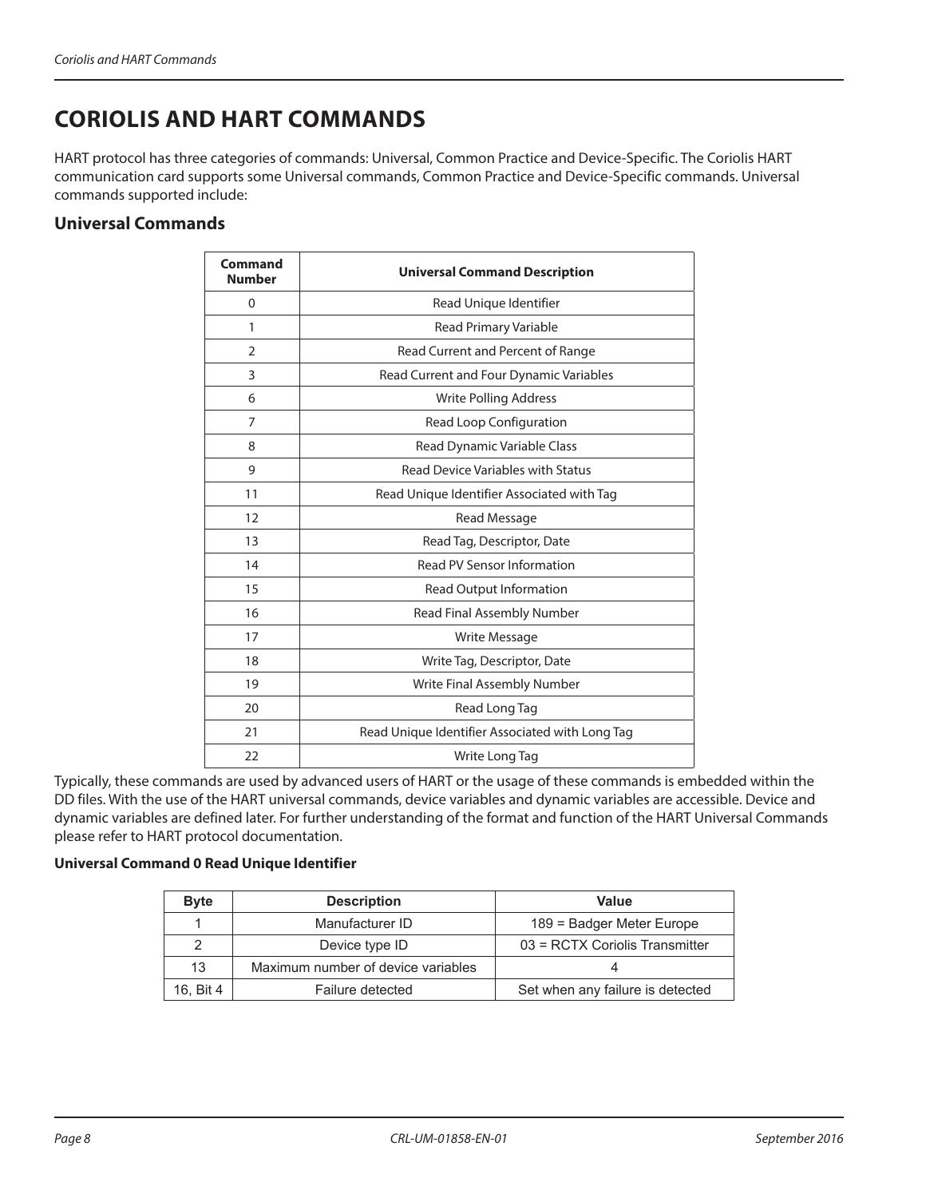# CORIOLIS AND HART COMMANDS

HART protocol has three categories of commands: Universal, Common Practice and Device-Specific. The Coriolis HART communication card supports some Universal commands, Common Practice and Device-Specific commands. Universal commands supported include:

## Universal Commands

| Command Number | Universal Command Description |
|---|---|
| 0 | Read Unique Identifier |
| 1 | Read Primary Variable |
| 2 | Read Current and Percent of Range |
| 3 | Read Current and Four Dynamic Variables |
| 6 | Write Polling Address |
| 7 | Read Loop Configuration |
| 8 | Read Dynamic Variable Class |
| 9 | Read Device Variables with Status |
| 11 | Read Unique Identifier Associated with Tag |
| 12 | Read Message |
| 13 | Read Tag, Descriptor, Date |
| 14 | Read PV Sensor Information |
| 15 | Read Output Information |
| 16 | Read Final Assembly Number |
| 17 | Write Message |
| 18 | Write Tag, Descriptor, Date |
| 19 | Write Final Assembly Number |
| 20 | Read Long Tag |
| 21 | Read Unique Identifier Associated with Long Tag |
| 22 | Write Long Tag |

Typically, these commands are used by advanced users of HART or the usage of these commands is embedded within the DD files. With the use of the HART universal commands, device variables and dynamic variables are accessible. Device and dynamic variables are defined later. For further understanding of the format and function of the HART Universal Commands please refer to HART protocol documentation.

**Universal Command 0 Read Unique Identifier**

| Byte | Description | Value |
|---|---|---|
| 1 | Manufacturer ID | 189 = Badger Meter Europe |
| 2 | Device type ID | 03 = RCTX Coriolis Transmitter |
| 13 | Maximum number of device variables | 4 |
| 16, Bit 4 | Failure detected | Set when any failure is detected |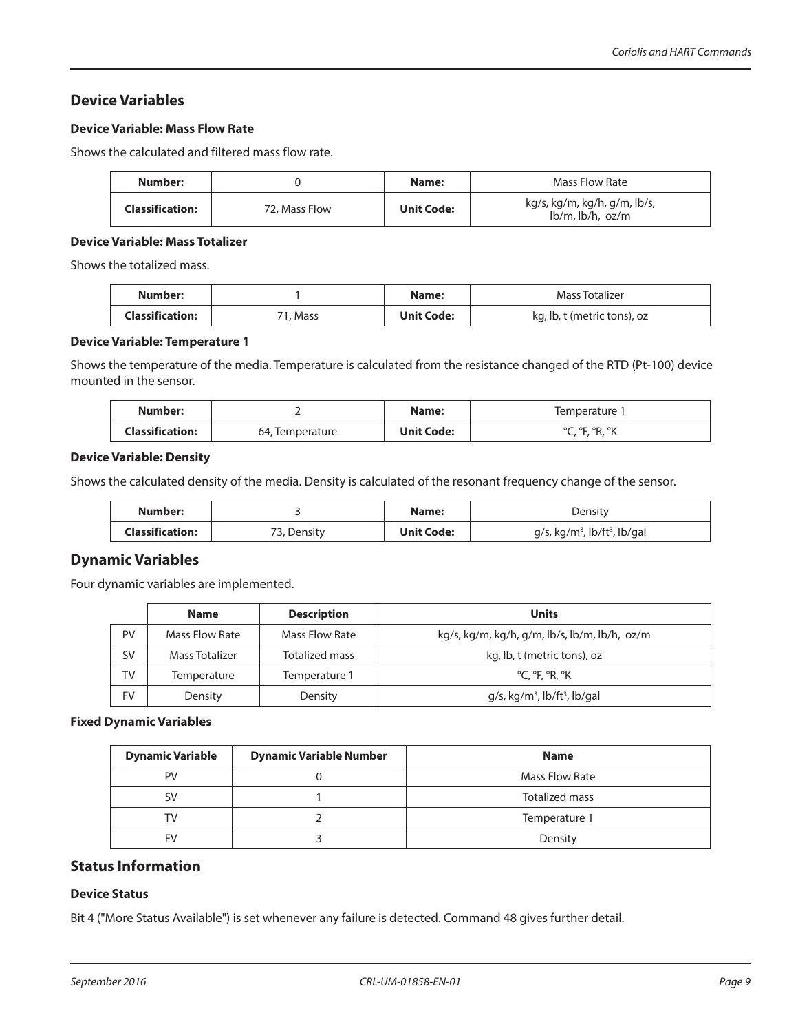## Device Variables

### Device Variable: Mass Flow Rate

Shows the calculated and filtered mass flow rate.

| Number: | 0 | Name: | Mass Flow Rate |
|---|---|---|---|
| Classification: | 72, Mass Flow | Unit Code: | kg/s, kg/m, kg/h, g/m, lb/s, lb/m, lb/h, oz/m |

### Device Variable: Mass Totalizer

Shows the totalized mass.

| Number: | 1 | Name: | Mass Totalizer |
|---|---|---|---|
| Classification: | 71, Mass | Unit Code: | kg, lb, t (metric tons), oz |

### Device Variable: Temperature 1

Shows the temperature of the media. Temperature is calculated from the resistance changed of the RTD (Pt-100) device mounted in the sensor.

| Number: | 2 | Name: | Temperature 1 |
|---|---|---|---|
| Classification: | 64, Temperature | Unit Code: | °C, °F, °R, °K |

### Device Variable: Density

Shows the calculated density of the media. Density is calculated of the resonant frequency change of the sensor.

| Number: | 3 | Name: | Density |
|---|---|---|---|
| Classification: | 73, Density | Unit Code: | g/s, kg/m$^3$, lb/ft$^3$, lb/gal |

## Dynamic Variables

Four dynamic variables are implemented.

| | Name | Description | Units |
|---|---|---|---|
| PV | Mass Flow Rate | Mass Flow Rate | kg/s, kg/m, kg/h, g/m, lb/s, lb/m, lb/h, oz/m |
| SV | Mass Totalizer | Totalized mass | kg, lb, t (metric tons), oz |
| TV | Temperature | Temperature 1 | °C, °F, °R, °K |
| FV | Density | Density | g/s, kg/m$^3$, lb/ft$^3$, lb/gal |

### Fixed Dynamic Variables

| Dynamic Variable | Dynamic Variable Number | Name |
|---|---|---|
| PV | 0 | Mass Flow Rate |
| SV | 1 | Totalized mass |
| TV | 2 | Temperature 1 |
| FV | 3 | Density |

## Status Information

### Device Status

Bit 4 ("More Status Available") is set whenever any failure is detected. Command 48 gives further detail.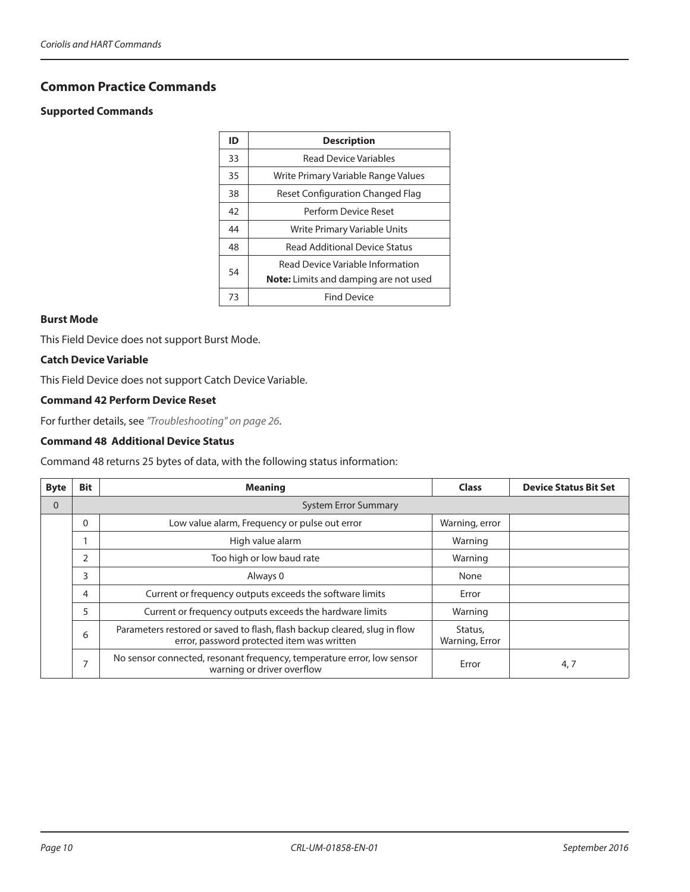## Common Practice Commands

### Supported Commands

| ID | Description |
|---|---|
| 33 | Read Device Variables |
| 35 | Write Primary Variable Range Values |
| 38 | Reset Configuration Changed Flag |
| 42 | Perform Device Reset |
| 44 | Write Primary Variable Units |
| 48 | Read Additional Device Status |
| 54 | Read Device Variable Information<br>**Note:** Limits and damping are not used |
| 73 | Find Device |

### Burst Mode

This Field Device does not support Burst Mode.

### Catch Device Variable

This Field Device does not support Catch Device Variable.

### Command 42 Perform Device Reset

For further details, see *"Troubleshooting" on page 26*.

### Command 48 Additional Device Status

Command 48 returns 25 bytes of data, with the following status information:

| Byte | Bit | Meaning | Class | Device Status Bit Set |
|---|---|---|---|---|
| 0 | System Error Summary | | | |
| | 0 | Low value alarm, Frequency or pulse out error | Warning, error | |
| | 1 | High value alarm | Warning | |
| | 2 | Too high or low baud rate | Warning | |
| | 3 | Always 0 | None | |
| | 4 | Current or frequency outputs exceeds the software limits | Error | |
| | 5 | Current or frequency outputs exceeds the hardware limits | Warning | |
| | 6 | Parameters restored or saved to flash, flash backup cleared, slug in flow error, password protected item was written | Status, Warning, Error | |
| | 7 | No sensor connected, resonant frequency, temperature error, low sensor warning or driver overflow | Error | 4, 7 |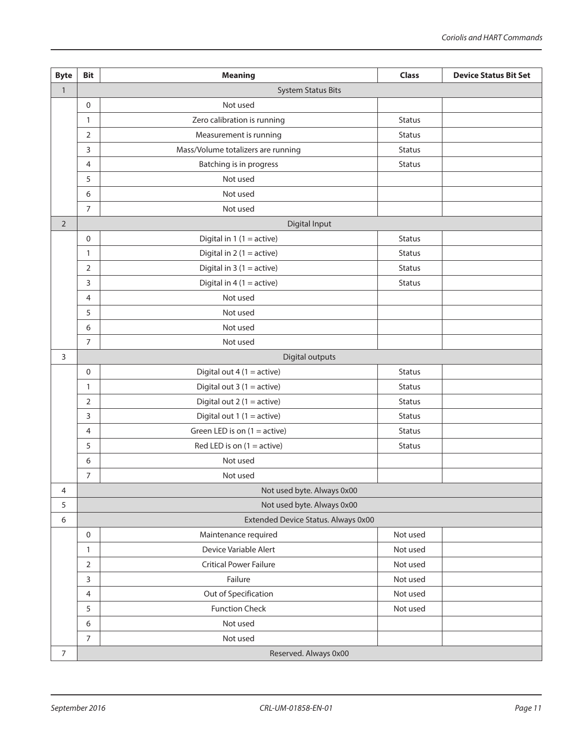| Byte | Bit | Meaning | Class | Device Status Bit Set |
|---|---|---|---|---|
| 1 | | System Status Bits | | |
| | 0 | Not used | | |
| | 1 | Zero calibration is running | Status | |
| | 2 | Measurement is running | Status | |
| | 3 | Mass/Volume totalizers are running | Status | |
| | 4 | Batching is in progress | Status | |
| | 5 | Not used | | |
| | 6 | Not used | | |
| | 7 | Not used | | |
| 2 | | Digital Input | | |
| | 0 | Digital in 1 (1 = active) | Status | |
| | 1 | Digital in 2 (1 = active) | Status | |
| | 2 | Digital in 3 (1 = active) | Status | |
| | 3 | Digital in 4 (1 = active) | Status | |
| | 4 | Not used | | |
| | 5 | Not used | | |
| | 6 | Not used | | |
| | 7 | Not used | | |
| 3 | | Digital outputs | | |
| | 0 | Digital out 4 (1 = active) | Status | |
| | 1 | Digital out 3 (1 = active) | Status | |
| | 2 | Digital out 2 (1 = active) | Status | |
| | 3 | Digital out 1 (1 = active) | Status | |
| | 4 | Green LED is on (1 = active) | Status | |
| | 5 | Red LED is on (1 = active) | Status | |
| | 6 | Not used | | |
| | 7 | Not used | | |
| 4 | | Not used byte. Always 0x00 | | |
| 5 | | Not used byte. Always 0x00 | | |
| 6 | | Extended Device Status. Always 0x00 | | |
| | 0 | Maintenance required | Not used | |
| | 1 | Device Variable Alert | Not used | |
| | 2 | Critical Power Failure | Not used | |
| | 3 | Failure | Not used | |
| | 4 | Out of Specification | Not used | |
| | 5 | Function Check | Not used | |
| | 6 | Not used | | |
| | 7 | Not used | | |
| 7 | | Reserved. Always 0x00 | | |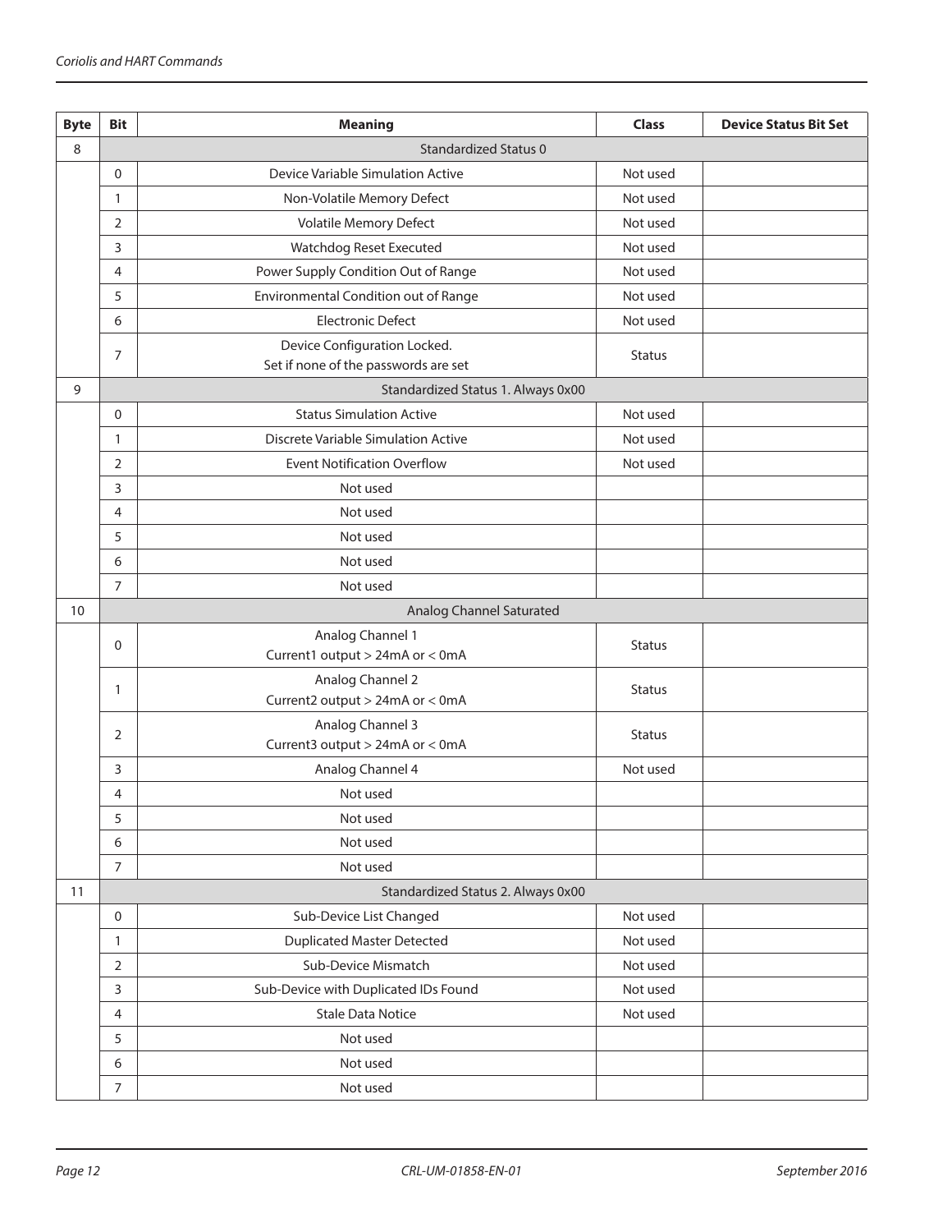| Byte | Bit | Meaning | Class | Device Status Bit Set |
|---|---|---|---|---|
| 8 | | Standardized Status 0 | | |
| | 0 | Device Variable Simulation Active | Not used | |
| | 1 | Non-Volatile Memory Defect | Not used | |
| | 2 | Volatile Memory Defect | Not used | |
| | 3 | Watchdog Reset Executed | Not used | |
| | 4 | Power Supply Condition Out of Range | Not used | |
| | 5 | Environmental Condition out of Range | Not used | |
| | 6 | Electronic Defect | Not used | |
| | 7 | Device Configuration Locked.<br>Set if none of the passwords are set | Status | |
| 9 | | Standardized Status 1. Always 0x00 | | |
| | 0 | Status Simulation Active | Not used | |
| | 1 | Discrete Variable Simulation Active | Not used | |
| | 2 | Event Notification Overflow | Not used | |
| | 3 | Not used | | |
| | 4 | Not used | | |
| | 5 | Not used | | |
| | 6 | Not used | | |
| | 7 | Not used | | |
| 10 | | Analog Channel Saturated | | |
| | 0 | Analog Channel 1<br>Current1 output > 24mA or < 0mA | Status | |
| | 1 | Analog Channel 2<br>Current2 output > 24mA or < 0mA | Status | |
| | 2 | Analog Channel 3<br>Current3 output > 24mA or < 0mA | Status | |
| | 3 | Analog Channel 4 | Not used | |
| | 4 | Not used | | |
| | 5 | Not used | | |
| | 6 | Not used | | |
| | 7 | Not used | | |
| 11 | | Standardized Status 2. Always 0x00 | | |
| | 0 | Sub-Device List Changed | Not used | |
| | 1 | Duplicated Master Detected | Not used | |
| | 2 | Sub-Device Mismatch | Not used | |
| | 3 | Sub-Device with Duplicated IDs Found | Not used | |
| | 4 | Stale Data Notice | Not used | |
| | 5 | Not used | | |
| | 6 | Not used | | |
| | 7 | Not used | | |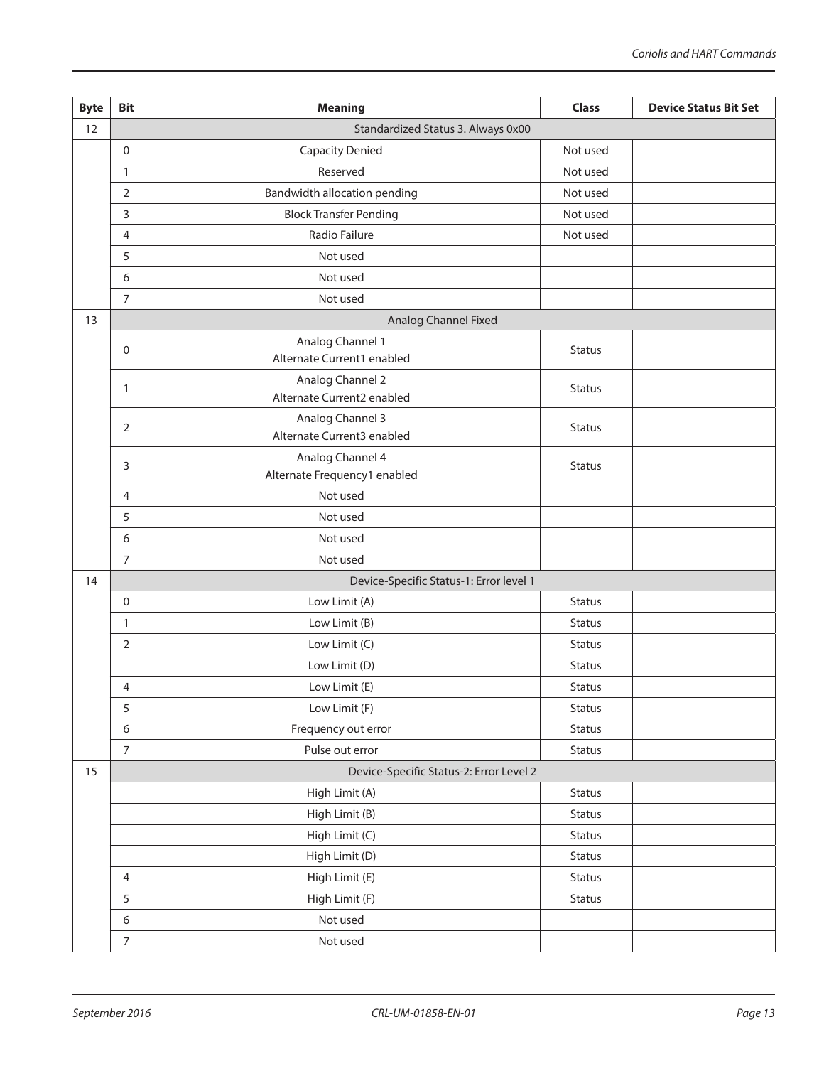| Byte | Bit | Meaning | Class | Device Status Bit Set |
|---|---|---|---|---|
| 12 | | Standardized Status 3. Always 0x00 | | |
| | 0 | Capacity Denied | Not used | |
| | 1 | Reserved | Not used | |
| | 2 | Bandwidth allocation pending | Not used | |
| | 3 | Block Transfer Pending | Not used | |
| | 4 | Radio Failure | Not used | |
| | 5 | Not used | | |
| | 6 | Not used | | |
| | 7 | Not used | | |
| 13 | | Analog Channel Fixed | | |
| | 0 | Analog Channel 1<br>Alternate Current1 enabled | Status | |
| | 1 | Analog Channel 2<br>Alternate Current2 enabled | Status | |
| | 2 | Analog Channel 3<br>Alternate Current3 enabled | Status | |
| | 3 | Analog Channel 4<br>Alternate Frequency1 enabled | Status | |
| | 4 | Not used | | |
| | 5 | Not used | | |
| | 6 | Not used | | |
| | 7 | Not used | | |
| 14 | | Device-Specific Status-1: Error level 1 | | |
| | 0 | Low Limit (A) | Status | |
| | 1 | Low Limit (B) | Status | |
| | 2 | Low Limit (C) | Status | |
| | | Low Limit (D) | Status | |
| | 4 | Low Limit (E) | Status | |
| | 5 | Low Limit (F) | Status | |
| | 6 | Frequency out error | Status | |
| | 7 | Pulse out error | Status | |
| 15 | | Device-Specific Status-2: Error Level 2 | | |
| | | High Limit (A) | Status | |
| | | High Limit (B) | Status | |
| | | High Limit (C) | Status | |
| | | High Limit (D) | Status | |
| | 4 | High Limit (E) | Status | |
| | 5 | High Limit (F) | Status | |
| | 6 | Not used | | |
| | 7 | Not used | | |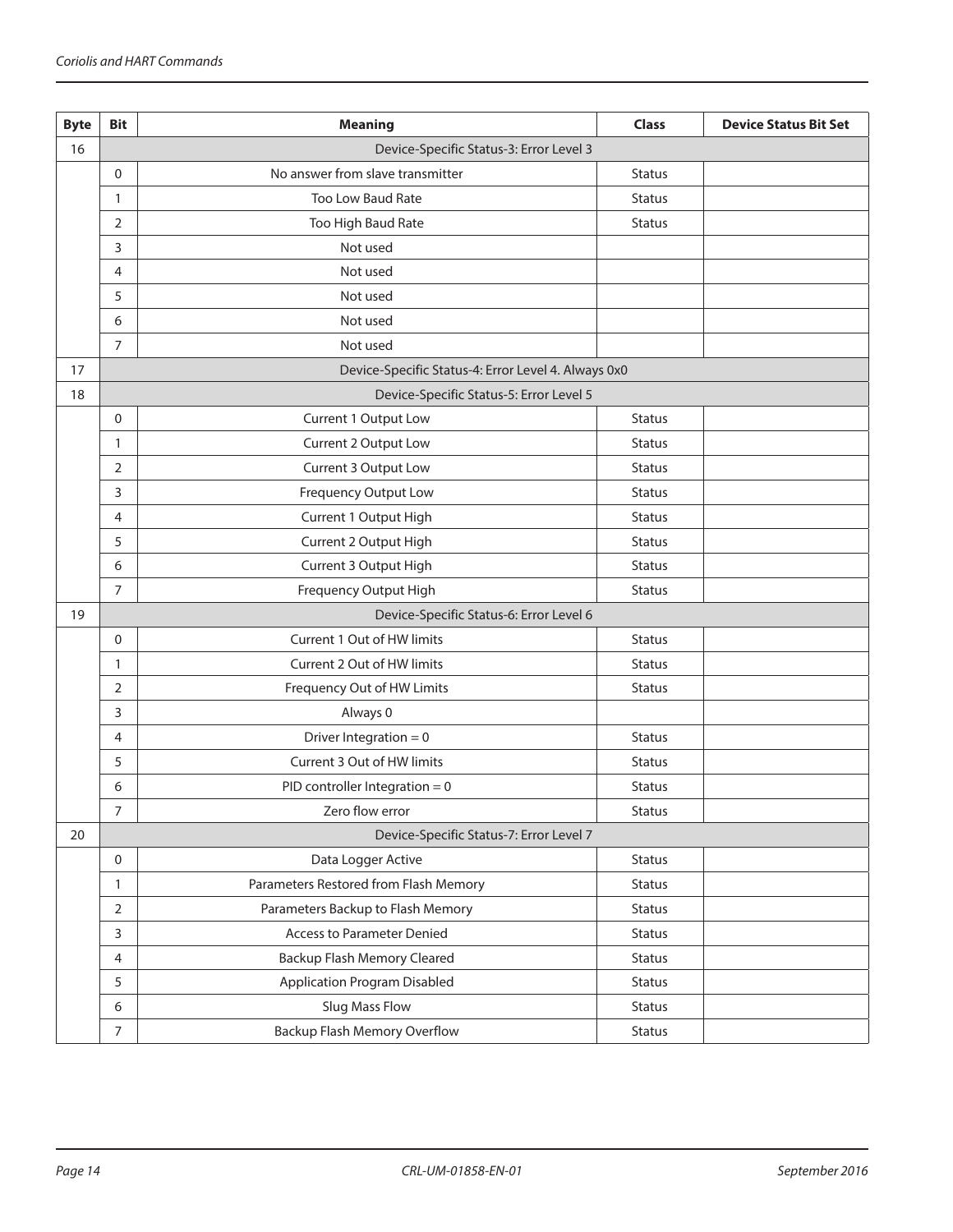| Byte | Bit | Meaning | Class | Device Status Bit Set |
|---|---|---|---|---|
| 16 | | Device-Specific Status-3: Error Level 3 | | |
| | 0 | No answer from slave transmitter | Status | |
| | 1 | Too Low Baud Rate | Status | |
| | 2 | Too High Baud Rate | Status | |
| | 3 | Not used | | |
| | 4 | Not used | | |
| | 5 | Not used | | |
| | 6 | Not used | | |
| | 7 | Not used | | |
| 17 | | Device-Specific Status-4: Error Level 4. Always 0x0 | | |
| 18 | | Device-Specific Status-5: Error Level 5 | | |
| | 0 | Current 1 Output Low | Status | |
| | 1 | Current 2 Output Low | Status | |
| | 2 | Current 3 Output Low | Status | |
| | 3 | Frequency Output Low | Status | |
| | 4 | Current 1 Output High | Status | |
| | 5 | Current 2 Output High | Status | |
| | 6 | Current 3 Output High | Status | |
| | 7 | Frequency Output High | Status | |
| 19 | | Device-Specific Status-6: Error Level 6 | | |
| | 0 | Current 1 Out of HW limits | Status | |
| | 1 | Current 2 Out of HW limits | Status | |
| | 2 | Frequency Out of HW Limits | Status | |
| | 3 | Always 0 | | |
| | 4 | Driver Integration = 0 | Status | |
| | 5 | Current 3 Out of HW limits | Status | |
| | 6 | PID controller Integration = 0 | Status | |
| | 7 | Zero flow error | Status | |
| 20 | | Device-Specific Status-7: Error Level 7 | | |
| | 0 | Data Logger Active | Status | |
| | 1 | Parameters Restored from Flash Memory | Status | |
| | 2 | Parameters Backup to Flash Memory | Status | |
| | 3 | Access to Parameter Denied | Status | |
| | 4 | Backup Flash Memory Cleared | Status | |
| | 5 | Application Program Disabled | Status | |
| | 6 | Slug Mass Flow | Status | |
| | 7 | Backup Flash Memory Overflow | Status | |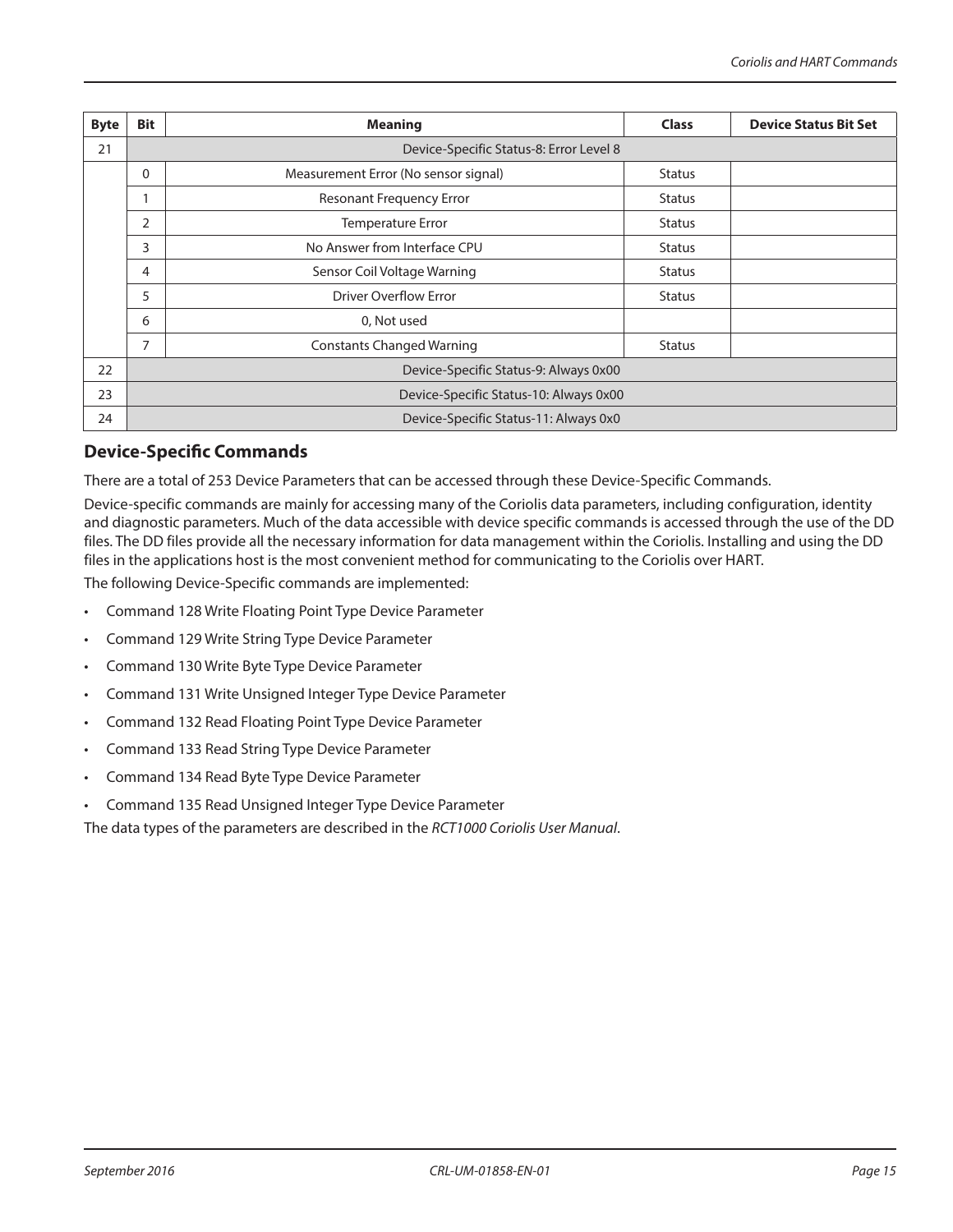| Byte | Bit | Meaning | Class | Device Status Bit Set |
|---|---|---|---|---|
| 21 | Device-Specific Status-8: Error Level 8 | | | |
| | 0 | Measurement Error (No sensor signal) | Status | |
| | 1 | Resonant Frequency Error | Status | |
| | 2 | Temperature Error | Status | |
| | 3 | No Answer from Interface CPU | Status | |
| | 4 | Sensor Coil Voltage Warning | Status | |
| | 5 | Driver Overflow Error | Status | |
| | 6 | 0, Not used | | |
| | 7 | Constants Changed Warning | Status | |
| 22 | Device-Specific Status-9: Always 0x00 | | | |
| 23 | Device-Specific Status-10: Always 0x00 | | | |
| 24 | Device-Specific Status-11: Always 0x0 | | | |

## Device-Specific Commands

There are a total of 253 Device Parameters that can be accessed through these Device-Specific Commands.

Device-specific commands are mainly for accessing many of the Coriolis data parameters, including configuration, identity and diagnostic parameters. Much of the data accessible with device specific commands is accessed through the use of the DD files. The DD files provide all the necessary information for data management within the Coriolis. Installing and using the DD files in the applications host is the most convenient method for communicating to the Coriolis over HART.

The following Device-Specific commands are implemented:

- Command 128 Write Floating Point Type Device Parameter
- Command 129 Write String Type Device Parameter
- Command 130 Write Byte Type Device Parameter
- Command 131 Write Unsigned Integer Type Device Parameter
- Command 132 Read Floating Point Type Device Parameter
- Command 133 Read String Type Device Parameter
- Command 134 Read Byte Type Device Parameter
- Command 135 Read Unsigned Integer Type Device Parameter

The data types of the parameters are described in the *RCT1000 Coriolis User Manual*.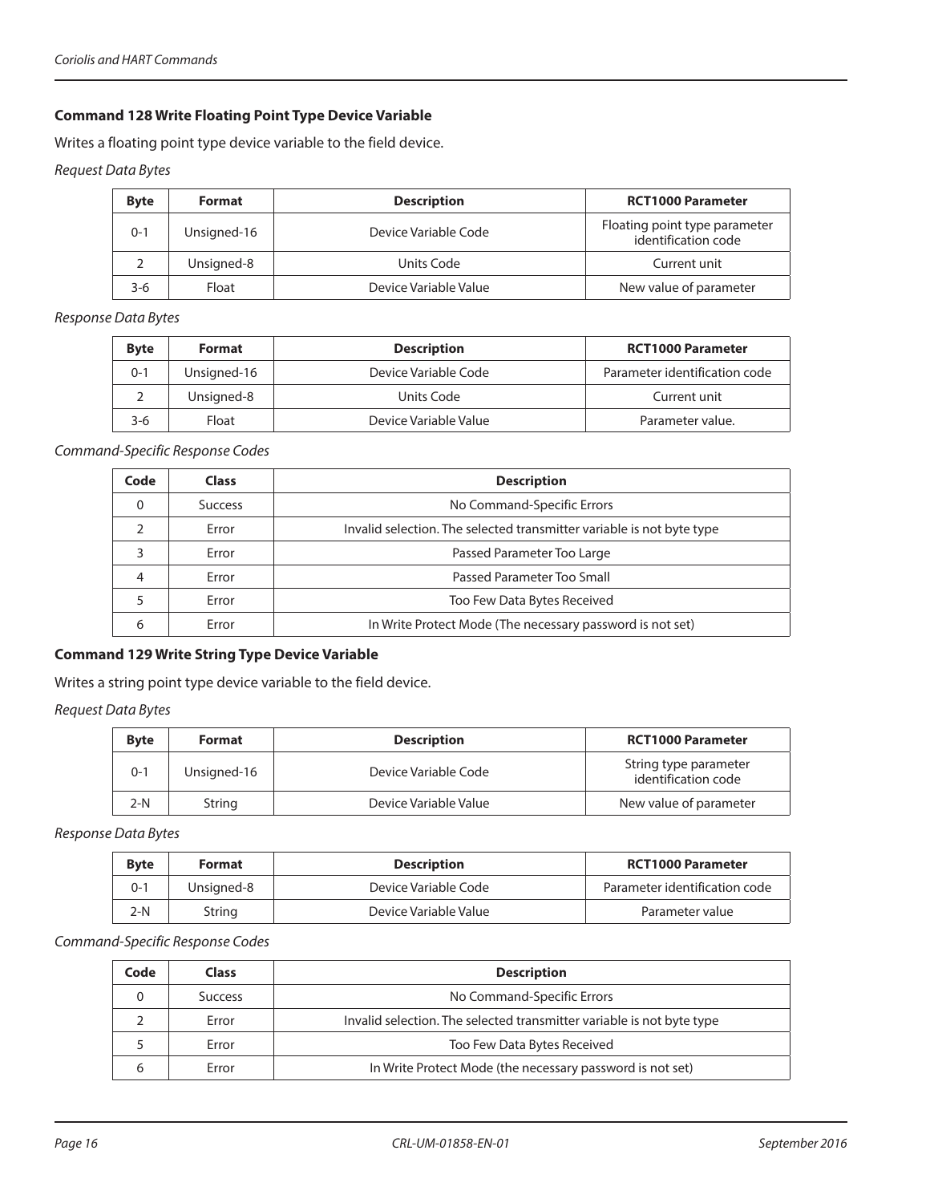### Command 128 Write Floating Point Type Device Variable

Writes a floating point type device variable to the field device.

*Request Data Bytes*

| Byte | Format | Description | RCT1000 Parameter |
|---|---|---|---|
| 0-1 | Unsigned-16 | Device Variable Code | Floating point type parameter identification code |
| 2 | Unsigned-8 | Units Code | Current unit |
| 3-6 | Float | Device Variable Value | New value of parameter |

*Response Data Bytes*

| Byte | Format | Description | RCT1000 Parameter |
|---|---|---|---|
| 0-1 | Unsigned-16 | Device Variable Code | Parameter identification code |
| 2 | Unsigned-8 | Units Code | Current unit |
| 3-6 | Float | Device Variable Value | Parameter value. |

*Command-Specific Response Codes*

| Code | Class | Description |
|---|---|---|
| 0 | Success | No Command-Specific Errors |
| 2 | Error | Invalid selection. The selected transmitter variable is not byte type |
| 3 | Error | Passed Parameter Too Large |
| 4 | Error | Passed Parameter Too Small |
| 5 | Error | Too Few Data Bytes Received |
| 6 | Error | In Write Protect Mode (The necessary password is not set) |

### Command 129 Write String Type Device Variable

Writes a string point type device variable to the field device.

*Request Data Bytes*

| Byte | Format | Description | RCT1000 Parameter |
|---|---|---|---|
| 0-1 | Unsigned-16 | Device Variable Code | String type parameter identification code |
| 2-N | String | Device Variable Value | New value of parameter |

*Response Data Bytes*

| Byte | Format | Description | RCT1000 Parameter |
|---|---|---|---|
| 0-1 | Unsigned-8 | Device Variable Code | Parameter identification code |
| 2-N | String | Device Variable Value | Parameter value |

*Command-Specific Response Codes*

| Code | Class | Description |
|---|---|---|
| 0 | Success | No Command-Specific Errors |
| 2 | Error | Invalid selection. The selected transmitter variable is not byte type |
| 5 | Error | Too Few Data Bytes Received |
| 6 | Error | In Write Protect Mode (the necessary password is not set) |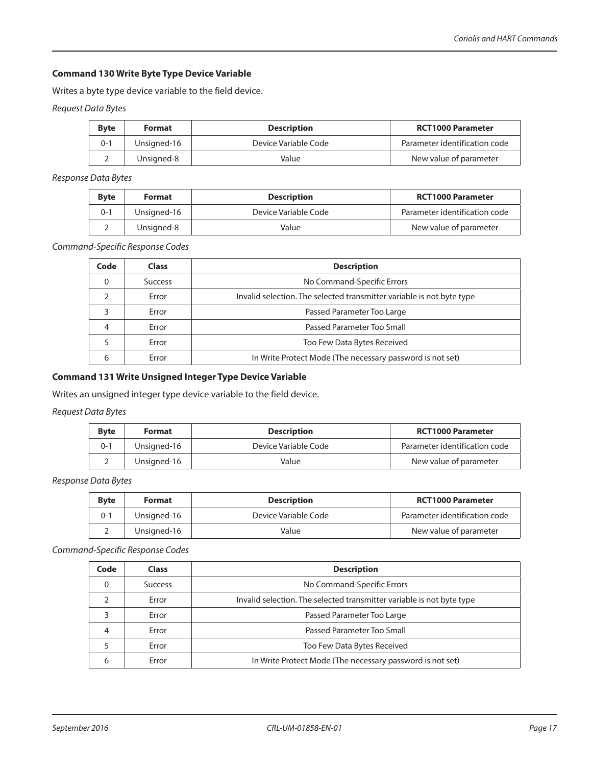### Command 130 Write Byte Type Device Variable

Writes a byte type device variable to the field device.

*Request Data Bytes*

| Byte | Format | Description | RCT1000 Parameter |
|---|---|---|---|
| 0-1 | Unsigned-16 | Device Variable Code | Parameter identification code |
| 2 | Unsigned-8 | Value | New value of parameter |

*Response Data Bytes*

| Byte | Format | Description | RCT1000 Parameter |
|---|---|---|---|
| 0-1 | Unsigned-16 | Device Variable Code | Parameter identification code |
| 2 | Unsigned-8 | Value | New value of parameter |

*Command-Specific Response Codes*

| Code | Class | Description |
|---|---|---|
| 0 | Success | No Command-Specific Errors |
| 2 | Error | Invalid selection. The selected transmitter variable is not byte type |
| 3 | Error | Passed Parameter Too Large |
| 4 | Error | Passed Parameter Too Small |
| 5 | Error | Too Few Data Bytes Received |
| 6 | Error | In Write Protect Mode (The necessary password is not set) |

### Command 131 Write Unsigned Integer Type Device Variable

Writes an unsigned integer type device variable to the field device.

*Request Data Bytes*

| Byte | Format | Description | RCT1000 Parameter |
|---|---|---|---|
| 0-1 | Unsigned-16 | Device Variable Code | Parameter identification code |
| 2 | Unsigned-16 | Value | New value of parameter |

*Response Data Bytes*

| Byte | Format | Description | RCT1000 Parameter |
|---|---|---|---|
| 0-1 | Unsigned-16 | Device Variable Code | Parameter identification code |
| 2 | Unsigned-16 | Value | New value of parameter |

*Command-Specific Response Codes*

| Code | Class | Description |
|---|---|---|
| 0 | Success | No Command-Specific Errors |
| 2 | Error | Invalid selection. The selected transmitter variable is not byte type |
| 3 | Error | Passed Parameter Too Large |
| 4 | Error | Passed Parameter Too Small |
| 5 | Error | Too Few Data Bytes Received |
| 6 | Error | In Write Protect Mode (The necessary password is not set) |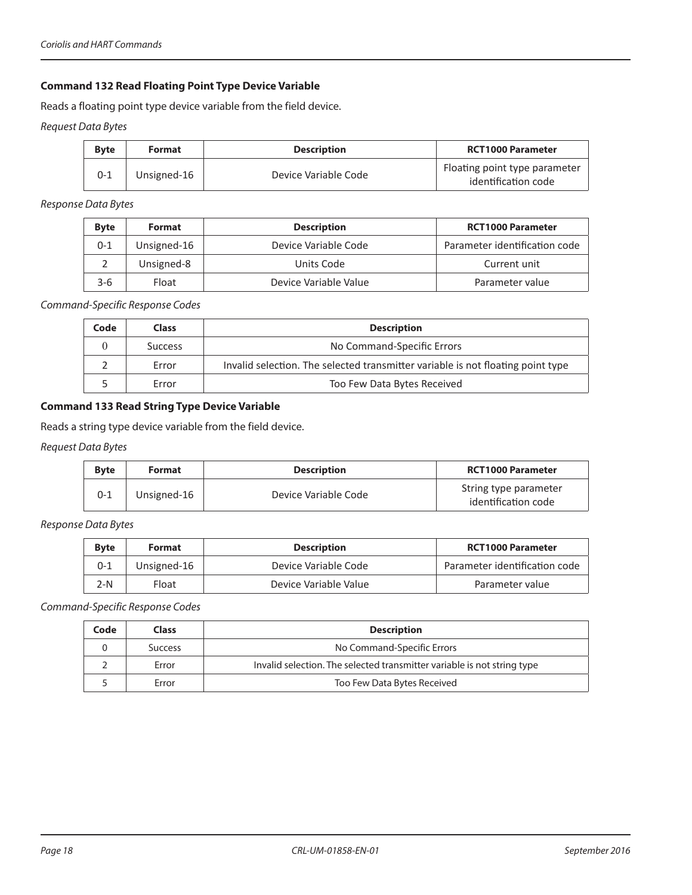### Command 132 Read Floating Point Type Device Variable

Reads a floating point type device variable from the field device.

*Request Data Bytes*

| Byte | Format | Description | RCT1000 Parameter |
|---|---|---|---|
| 0-1 | Unsigned-16 | Device Variable Code | Floating point type parameter identification code |

*Response Data Bytes*

| Byte | Format | Description | RCT1000 Parameter |
|---|---|---|---|
| 0-1 | Unsigned-16 | Device Variable Code | Parameter identification code |
| 2 | Unsigned-8 | Units Code | Current unit |
| 3-6 | Float | Device Variable Value | Parameter value |

*Command-Specific Response Codes*

| Code | Class | Description |
|---|---|---|
| 0 | Success | No Command-Specific Errors |
| 2 | Error | Invalid selection. The selected transmitter variable is not floating point type |
| 5 | Error | Too Few Data Bytes Received |

### Command 133 Read String Type Device Variable

Reads a string type device variable from the field device.

*Request Data Bytes*

| Byte | Format | Description | RCT1000 Parameter |
|---|---|---|---|
| 0-1 | Unsigned-16 | Device Variable Code | String type parameter identification code |

*Response Data Bytes*

| Byte | Format | Description | RCT1000 Parameter |
|---|---|---|---|
| 0-1 | Unsigned-16 | Device Variable Code | Parameter identification code |
| 2-N | Float | Device Variable Value | Parameter value |

*Command-Specific Response Codes*

| Code | Class | Description |
|---|---|---|
| 0 | Success | No Command-Specific Errors |
| 2 | Error | Invalid selection. The selected transmitter variable is not string type |
| 5 | Error | Too Few Data Bytes Received |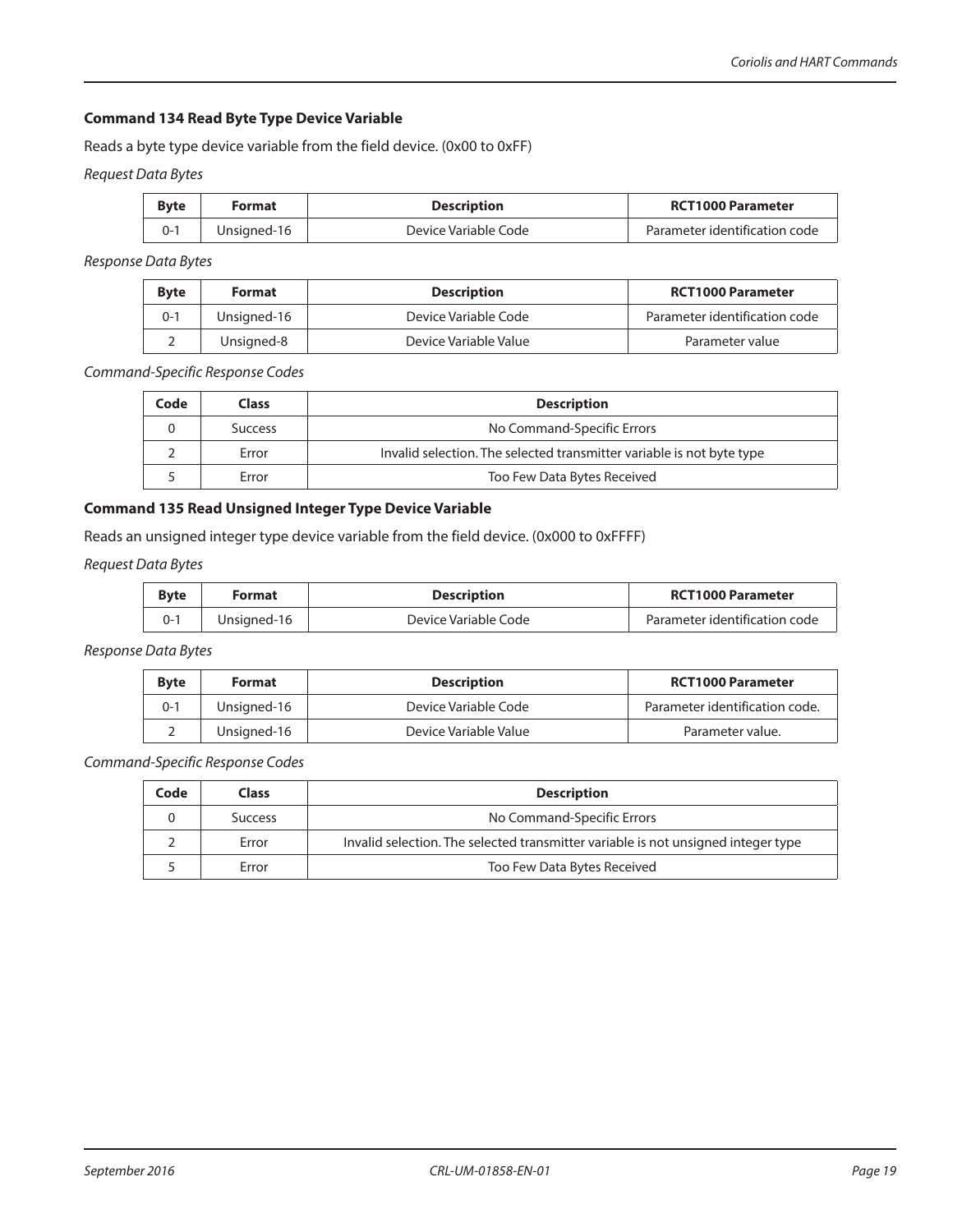### Command 134 Read Byte Type Device Variable

Reads a byte type device variable from the field device. (0x00 to 0xFF)

*Request Data Bytes*

| Byte | Format | Description | RCT1000 Parameter |
|---|---|---|---|
| 0-1 | Unsigned-16 | Device Variable Code | Parameter identification code |

*Response Data Bytes*

| Byte | Format | Description | RCT1000 Parameter |
|---|---|---|---|
| 0-1 | Unsigned-16 | Device Variable Code | Parameter identification code |
| 2 | Unsigned-8 | Device Variable Value | Parameter value |

*Command-Specific Response Codes*

| Code | Class | Description |
|---|---|---|
| 0 | Success | No Command-Specific Errors |
| 2 | Error | Invalid selection. The selected transmitter variable is not byte type |
| 5 | Error | Too Few Data Bytes Received |

### Command 135 Read Unsigned Integer Type Device Variable

Reads an unsigned integer type device variable from the field device. (0x000 to 0xFFFF)

*Request Data Bytes*

| Byte | Format | Description | RCT1000 Parameter |
|---|---|---|---|
| 0-1 | Unsigned-16 | Device Variable Code | Parameter identification code |

*Response Data Bytes*

| Byte | Format | Description | RCT1000 Parameter |
|---|---|---|---|
| 0-1 | Unsigned-16 | Device Variable Code | Parameter identification code. |
| 2 | Unsigned-16 | Device Variable Value | Parameter value. |

*Command-Specific Response Codes*

| Code | Class | Description |
|---|---|---|
| 0 | Success | No Command-Specific Errors |
| 2 | Error | Invalid selection. The selected transmitter variable is not unsigned integer type |
| 5 | Error | Too Few Data Bytes Received |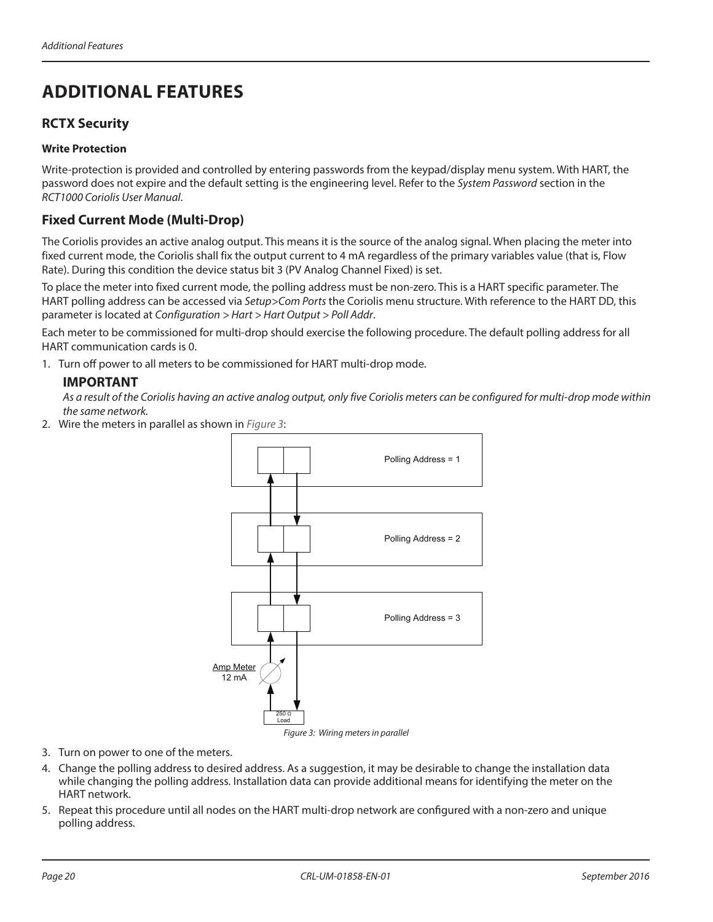# ADDITIONAL FEATURES

## RCTX Security

### Write Protection

Write-protection is provided and controlled by entering passwords from the keypad/display menu system. With HART, the password does not expire and the default setting is the engineering level. Refer to the *System Password* section in the *RCT1000 Coriolis User Manual*.

## Fixed Current Mode (Multi-Drop)

The Coriolis provides an active analog output. This means it is the source of the analog signal. When placing the meter into fixed current mode, the Coriolis shall fix the output current to 4 mA regardless of the primary variables value (that is, Flow Rate). During this condition the device status bit 3 (PV Analog Channel Fixed) is set.

To place the meter into fixed current mode, the polling address must be non-zero. This is a HART specific parameter. The HART polling address can be accessed via *Setup>Com Ports* the Coriolis menu structure. With reference to the HART DD, this parameter is located at *Configuration > Hart > Hart Output > Poll Addr*.

Each meter to be commissioned for multi-drop should exercise the following procedure. The default polling address for all HART communication cards is 0.

1. Turn off power to all meters to be commissioned for HART multi-drop mode.

   **IMPORTANT**
   *As a result of the Coriolis having an active analog output, only five Coriolis meters can be configured for multi-drop mode within the same network.*

2. Wire the meters in parallel as shown in *Figure 3*:

Polling Address = 1

Polling Address = 2

Polling Address = 3

Amp Meter
12 mA

250 Ω
Load

*Figure 3: Wiring meters in parallel*

3. Turn on power to one of the meters.
4. Change the polling address to desired address. As a suggestion, it may be desirable to change the installation data while changing the polling address. Installation data can provide additional means for identifying the meter on the HART network.
5. Repeat this procedure until all nodes on the HART multi-drop network are configured with a non-zero and unique polling address.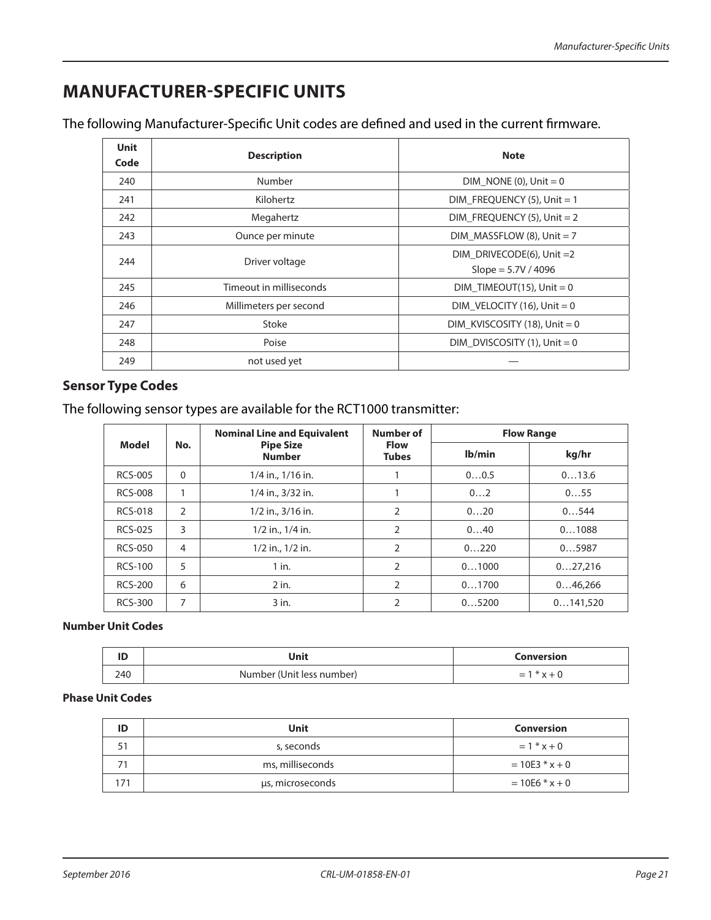# MANUFACTURER-SPECIFIC UNITS

The following Manufacturer-Specific Unit codes are defined and used in the current firmware.

| Unit Code | Description | Note |
|---|---|---|
| 240 | Number | DIM_NONE (0), Unit = 0 |
| 241 | Kilohertz | DIM_FREQUENCY (5), Unit = 1 |
| 242 | Megahertz | DIM_FREQUENCY (5), Unit = 2 |
| 243 | Ounce per minute | DIM_MASSFLOW (8), Unit = 7 |
| 244 | Driver voltage | DIM_DRIVECODE(6), Unit =2<br>Slope = 5.7V / 4096 |
| 245 | Timeout in milliseconds | DIM_TIMEOUT(15), Unit = 0 |
| 246 | Millimeters per second | DIM_VELOCITY (16), Unit = 0 |
| 247 | Stoke | DIM_KVISCOSITY (18), Unit = 0 |
| 248 | Poise | DIM_DVISCOSITY (1), Unit = 0 |
| 249 | not used yet | — |

## Sensor Type Codes

The following sensor types are available for the RCT1000 transmitter:

| Model | No. | Nominal Line and Equivalent Pipe Size Number | Number of Flow Tubes | Flow Range | |
|---|---|---|---|---|---|
| | | | | lb/min | kg/hr |
| RCS-005 | 0 | 1/4 in., 1/16 in. | 1 | 0…0.5 | 0…13.6 |
| RCS-008 | 1 | 1/4 in., 3/32 in. | 1 | 0…2 | 0…55 |
| RCS-018 | 2 | 1/2 in., 3/16 in. | 2 | 0…20 | 0…544 |
| RCS-025 | 3 | 1/2 in., 1/4 in. | 2 | 0…40 | 0…1088 |
| RCS-050 | 4 | 1/2 in., 1/2 in. | 2 | 0…220 | 0…5987 |
| RCS-100 | 5 | 1 in. | 2 | 0…1000 | 0…27,216 |
| RCS-200 | 6 | 2 in. | 2 | 0…1700 | 0…46,266 |
| RCS-300 | 7 | 3 in. | 2 | 0…5200 | 0…141,520 |

### Number Unit Codes

| ID | Unit | Conversion |
|---|---|---|
| 240 | Number (Unit less number) | = 1 * x + 0 |

### Phase Unit Codes

| ID | Unit | Conversion |
|---|---|---|
| 51 | s, seconds | = 1 * x + 0 |
| 71 | ms, milliseconds | = 10E3 * x + 0 |
| 171 | µs, microseconds | = 10E6 * x + 0 |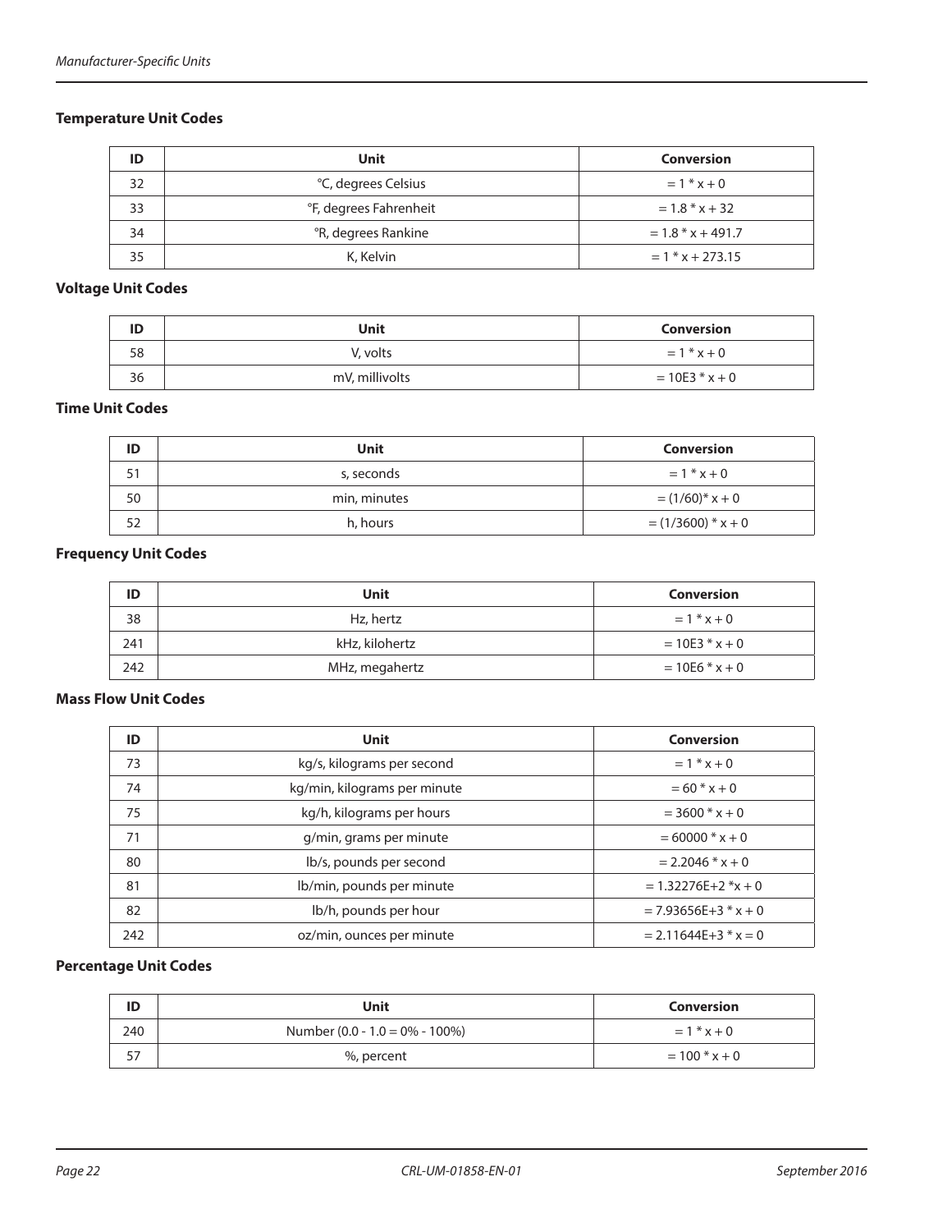## Temperature Unit Codes

| ID | Unit | Conversion |
|---|---|---|
| 32 | °C, degrees Celsius | = 1 * x + 0 |
| 33 | °F, degrees Fahrenheit | = 1.8 * x + 32 |
| 34 | °R, degrees Rankine | = 1.8 * x + 491.7 |
| 35 | K, Kelvin | = 1 * x + 273.15 |

## Voltage Unit Codes

| ID | Unit | Conversion |
|---|---|---|
| 58 | V, volts | = 1 * x + 0 |
| 36 | mV, millivolts | = 10E3 * x + 0 |

## Time Unit Codes

| ID | Unit | Conversion |
|---|---|---|
| 51 | s, seconds | = 1 * x + 0 |
| 50 | min, minutes | = (1/60)* x + 0 |
| 52 | h, hours | = (1/3600) * x + 0 |

## Frequency Unit Codes

| ID | Unit | Conversion |
|---|---|---|
| 38 | Hz, hertz | = 1 * x + 0 |
| 241 | kHz, kilohertz | = 10E3 * x + 0 |
| 242 | MHz, megahertz | = 10E6 * x + 0 |

## Mass Flow Unit Codes

| ID | Unit | Conversion |
|---|---|---|
| 73 | kg/s, kilograms per second | = 1 * x + 0 |
| 74 | kg/min, kilograms per minute | = 60 * x + 0 |
| 75 | kg/h, kilograms per hours | = 3600 * x + 0 |
| 71 | g/min, grams per minute | = 60000 * x + 0 |
| 80 | lb/s, pounds per second | = 2.2046 * x + 0 |
| 81 | lb/min, pounds per minute | = 1.32276E+2 *x + 0 |
| 82 | lb/h, pounds per hour | = 7.93656E+3 * x + 0 |
| 242 | oz/min, ounces per minute | = 2.11644E+3 * x = 0 |

## Percentage Unit Codes

| ID | Unit | Conversion |
|---|---|---|
| 240 | Number (0.0 - 1.0 = 0% - 100%) | = 1 * x + 0 |
| 57 | %, percent | = 100 * x + 0 |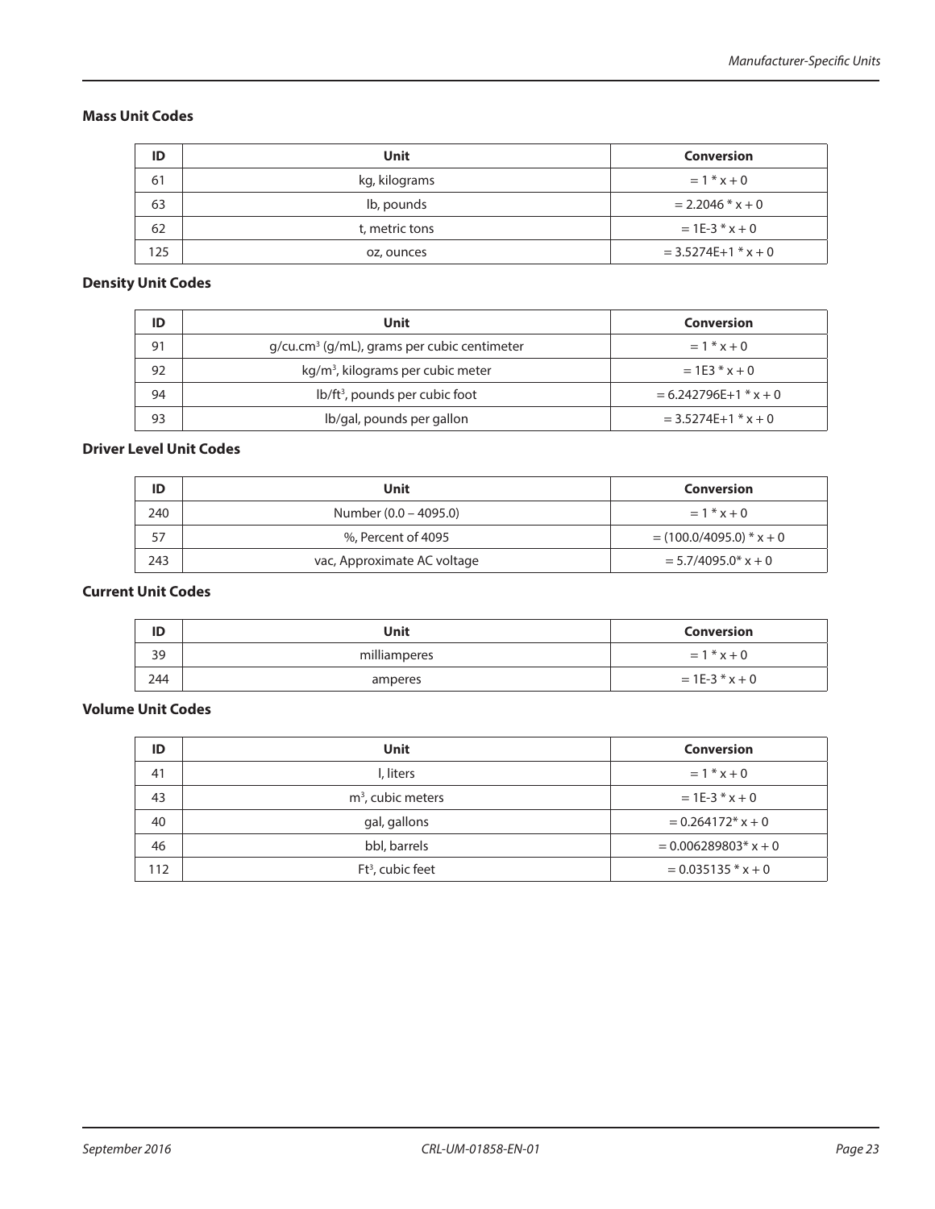### Mass Unit Codes

| ID | Unit | Conversion |
|---|---|---|
| 61 | kg, kilograms | = 1 * x + 0 |
| 63 | lb, pounds | = 2.2046 * x + 0 |
| 62 | t, metric tons | = 1E-3 * x + 0 |
| 125 | oz, ounces | = 3.5274E+1 * x + 0 |

### Density Unit Codes

| ID | Unit | Conversion |
|---|---|---|
| 91 | g/cu.cm$^3$ (g/mL), grams per cubic centimeter | = 1 * x + 0 |
| 92 | kg/m$^3$, kilograms per cubic meter | = 1E3 * x + 0 |
| 94 | lb/ft$^3$, pounds per cubic foot | = 6.242796E+1 * x + 0 |
| 93 | lb/gal, pounds per gallon | = 3.5274E+1 * x + 0 |

### Driver Level Unit Codes

| ID | Unit | Conversion |
|---|---|---|
| 240 | Number (0.0 – 4095.0) | = 1 * x + 0 |
| 57 | %, Percent of 4095 | = (100.0/4095.0) * x + 0 |
| 243 | vac, Approximate AC voltage | = 5.7/4095.0* x + 0 |

### Current Unit Codes

| ID | Unit | Conversion |
|---|---|---|
| 39 | milliamperes | = 1 * x + 0 |
| 244 | amperes | = 1E-3 * x + 0 |

### Volume Unit Codes

| ID | Unit | Conversion |
|---|---|---|
| 41 | l, liters | = 1 * x + 0 |
| 43 | m$^3$, cubic meters | = 1E-3 * x + 0 |
| 40 | gal, gallons | = 0.264172* x + 0 |
| 46 | bbl, barrels | = 0.006289803* x + 0 |
| 112 | Ft$^3$, cubic feet | = 0.035135 * x + 0 |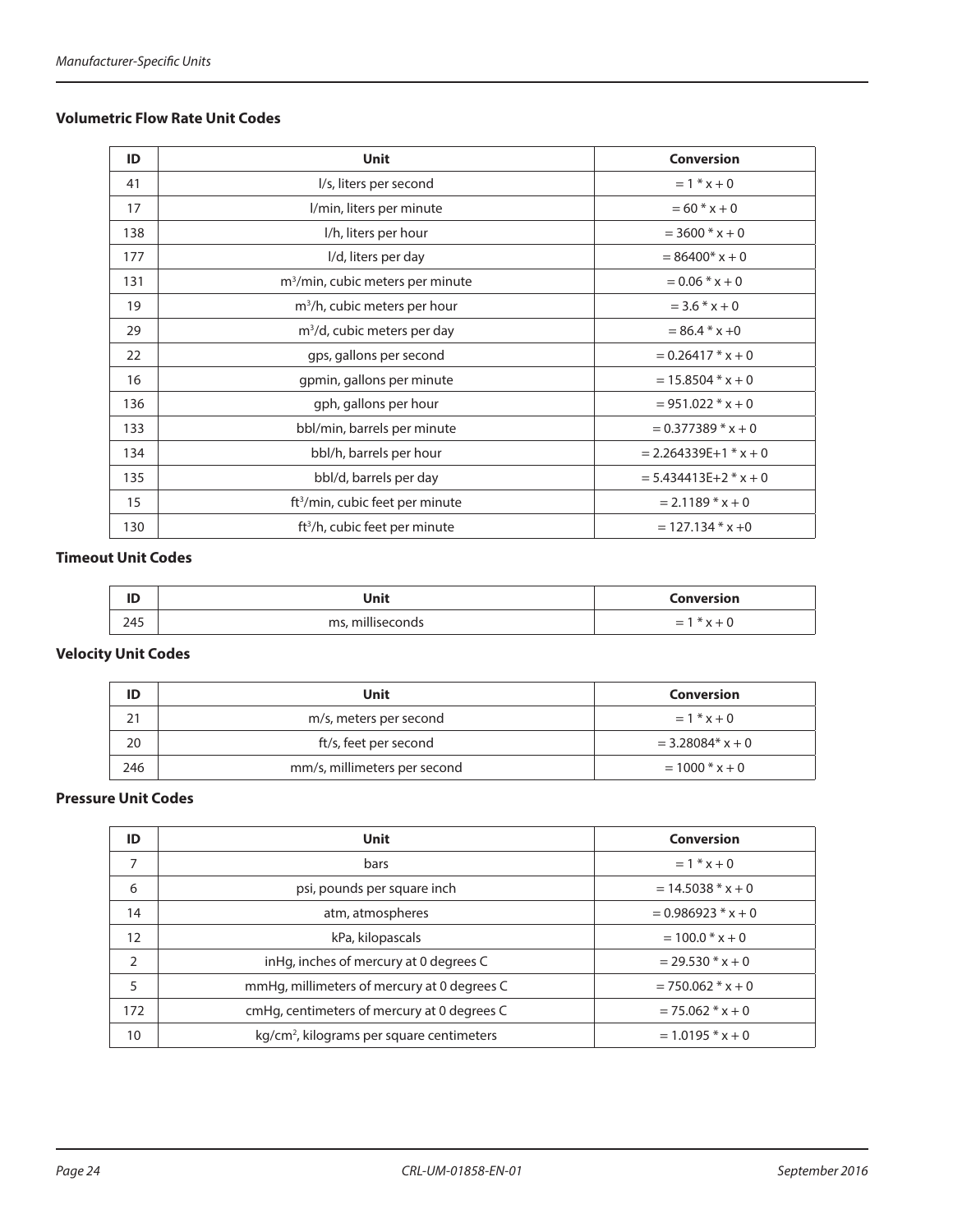### Volumetric Flow Rate Unit Codes

| ID | Unit | Conversion |
|---|---|---|
| 41 | l/s, liters per second | = 1 * x + 0 |
| 17 | l/min, liters per minute | = 60 * x + 0 |
| 138 | l/h, liters per hour | = 3600 * x + 0 |
| 177 | l/d, liters per day | = 86400* x + 0 |
| 131 | $m^3$/min, cubic meters per minute | = 0.06 * x + 0 |
| 19 | $m^3$/h, cubic meters per hour | = 3.6 * x + 0 |
| 29 | $m^3$/d, cubic meters per day | = 86.4 * x +0 |
| 22 | gps, gallons per second | = 0.26417 * x + 0 |
| 16 | gpmin, gallons per minute | = 15.8504 * x + 0 |
| 136 | gph, gallons per hour | = 951.022 * x + 0 |
| 133 | bbl/min, barrels per minute | = 0.377389 * x + 0 |
| 134 | bbl/h, barrels per hour | = 2.264339E+1 * x + 0 |
| 135 | bbl/d, barrels per day | = 5.434413E+2 * x + 0 |
| 15 | $ft^3$/min, cubic feet per minute | = 2.1189 * x + 0 |
| 130 | $ft^3$/h, cubic feet per minute | = 127.134 * x +0 |

### Timeout Unit Codes

| ID | Unit | Conversion |
|---|---|---|
| 245 | ms, milliseconds | = 1 * x + 0 |

### Velocity Unit Codes

| ID | Unit | Conversion |
|---|---|---|
| 21 | m/s, meters per second | = 1 * x + 0 |
| 20 | ft/s, feet per second | = 3.28084* x + 0 |
| 246 | mm/s, millimeters per second | = 1000 * x + 0 |

### Pressure Unit Codes

| ID | Unit | Conversion |
|---|---|---|
| 7 | bars | = 1 * x + 0 |
| 6 | psi, pounds per square inch | = 14.5038 * x + 0 |
| 14 | atm, atmospheres | = 0.986923 * x + 0 |
| 12 | kPa, kilopascals | = 100.0 * x + 0 |
| 2 | inHg, inches of mercury at 0 degrees C | = 29.530 * x + 0 |
| 5 | mmHg, millimeters of mercury at 0 degrees C | = 750.062 * x + 0 |
| 172 | cmHg, centimeters of mercury at 0 degrees C | = 75.062 * x + 0 |
| 10 | $kg/cm^2$, kilograms per square centimeters | = 1.0195 * x + 0 |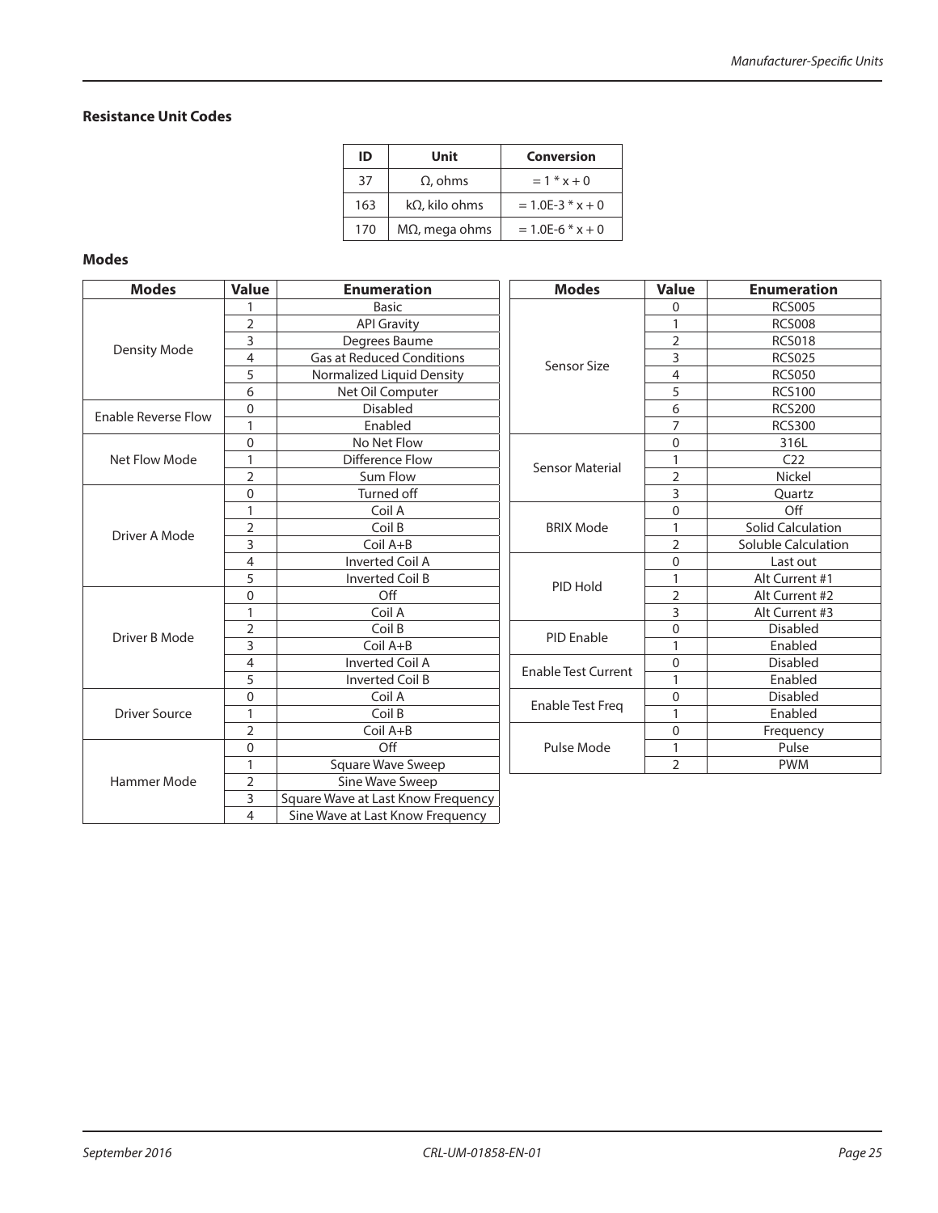### Resistance Unit Codes

| ID | Unit | Conversion |
|---|---|---|
| 37 | Ω, ohms | = 1 * x + 0 |
| 163 | kΩ, kilo ohms | = 1.0E-3 * x + 0 |
| 170 | MΩ, mega ohms | = 1.0E-6 * x + 0 |

### Modes

| Modes | Value | Enumeration |
|---|---|---|
| Density Mode | 1 | Basic |
| | 2 | API Gravity |
| | 3 | Degrees Baume |
| | 4 | Gas at Reduced Conditions |
| | 5 | Normalized Liquid Density |
| | 6 | Net Oil Computer |
| Enable Reverse Flow | 0 | Disabled |
| | 1 | Enabled |
| Net Flow Mode | 0 | No Net Flow |
| | 1 | Difference Flow |
| | 2 | Sum Flow |
| Driver A Mode | 0 | Turned off |
| | 1 | Coil A |
| | 2 | Coil B |
| | 3 | Coil A+B |
| | 4 | Inverted Coil A |
| | 5 | Inverted Coil B |
| Driver B Mode | 0 | Off |
| | 1 | Coil A |
| | 2 | Coil B |
| | 3 | Coil A+B |
| | 4 | Inverted Coil A |
| | 5 | Inverted Coil B |
| Driver Source | 0 | Coil A |
| | 1 | Coil B |
| | 2 | Coil A+B |
| Hammer Mode | 0 | Off |
| | 1 | Square Wave Sweep |
| | 2 | Sine Wave Sweep |
| | 3 | Square Wave at Last Know Frequency |
| | 4 | Sine Wave at Last Know Frequency |

| Modes | Value | Enumeration |
|---|---|---|
| Sensor Size | 0 | RCS005 |
| | 1 | RCS008 |
| | 2 | RCS018 |
| | 3 | RCS025 |
| | 4 | RCS050 |
| | 5 | RCS100 |
| | 6 | RCS200 |
| | 7 | RCS300 |
| Sensor Material | 0 | 316L |
| | 1 | C22 |
| | 2 | Nickel |
| | 3 | Quartz |
| BRIX Mode | 0 | Off |
| | 1 | Solid Calculation |
| | 2 | Soluble Calculation |
| PID Hold | 0 | Last out |
| | 1 | Alt Current #1 |
| | 2 | Alt Current #2 |
| | 3 | Alt Current #3 |
| PID Enable | 0 | Disabled |
| | 1 | Enabled |
| Enable Test Current | 0 | Disabled |
| | 1 | Enabled |
| Enable Test Freq | 0 | Disabled |
| | 1 | Enabled |
| Pulse Mode | 0 | Frequency |
| | 1 | Pulse |
| | 2 | PWM |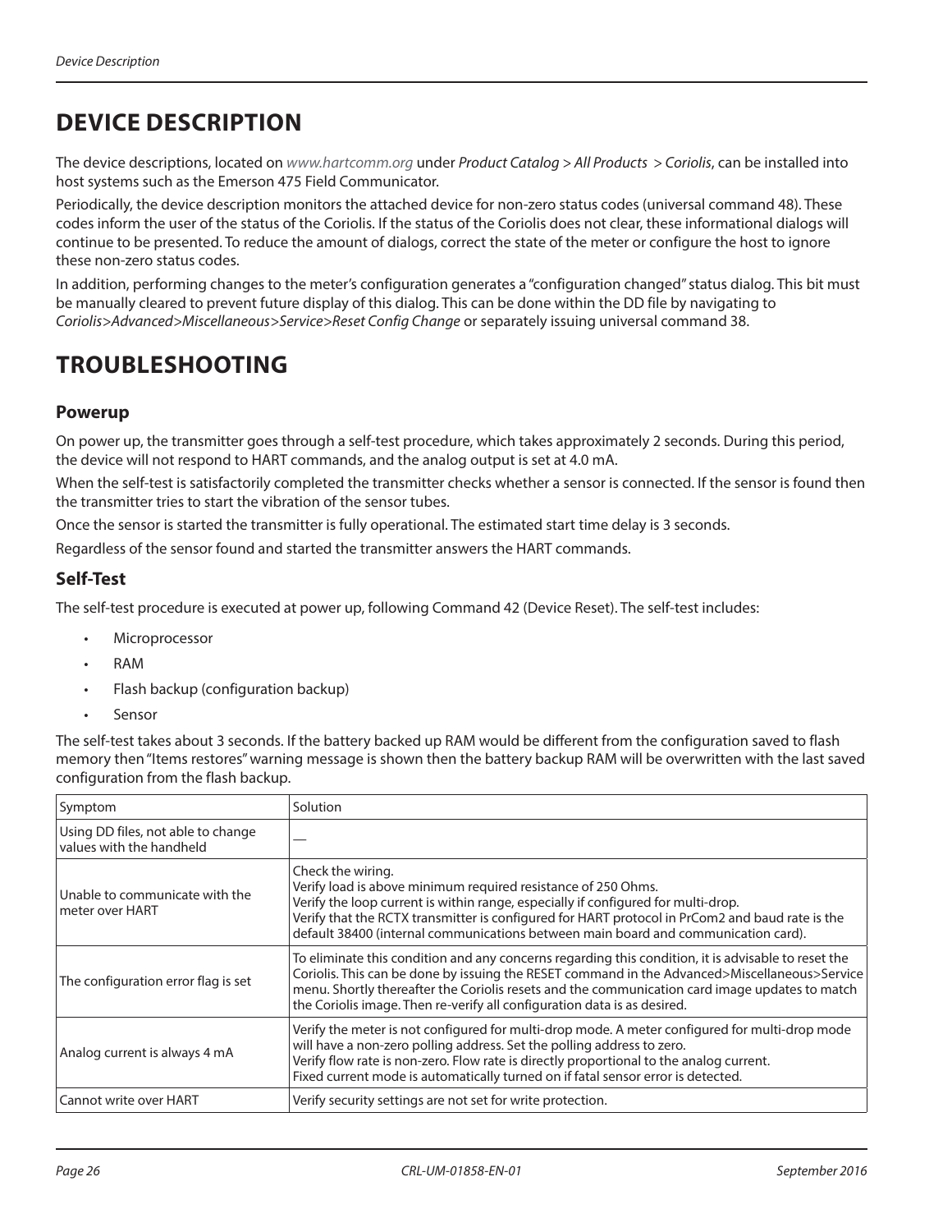# DEVICE DESCRIPTION

The device descriptions, located on *www.hartcomm.org* under *Product Catalog > All Products > Coriolis*, can be installed into host systems such as the Emerson 475 Field Communicator.

Periodically, the device description monitors the attached device for non-zero status codes (universal command 48). These codes inform the user of the status of the Coriolis. If the status of the Coriolis does not clear, these informational dialogs will continue to be presented. To reduce the amount of dialogs, correct the state of the meter or configure the host to ignore these non-zero status codes.

In addition, performing changes to the meter's configuration generates a "configuration changed" status dialog. This bit must be manually cleared to prevent future display of this dialog. This can be done within the DD file by navigating to *Coriolis>Advanced>Miscellaneous>Service>Reset Config Change* or separately issuing universal command 38.

# TROUBLESHOOTING

## Powerup

On power up, the transmitter goes through a self-test procedure, which takes approximately 2 seconds. During this period, the device will not respond to HART commands, and the analog output is set at 4.0 mA.

When the self-test is satisfactorily completed the transmitter checks whether a sensor is connected. If the sensor is found then the transmitter tries to start the vibration of the sensor tubes.

Once the sensor is started the transmitter is fully operational. The estimated start time delay is 3 seconds.

Regardless of the sensor found and started the transmitter answers the HART commands.

## Self-Test

The self-test procedure is executed at power up, following Command 42 (Device Reset). The self-test includes:

- Microprocessor
- RAM
- Flash backup (configuration backup)
- Sensor

The self-test takes about 3 seconds. If the battery backed up RAM would be different from the configuration saved to flash memory then "Items restores" warning message is shown then the battery backup RAM will be overwritten with the last saved configuration from the flash backup.

| Symptom | Solution |
|---|---|
| Using DD files, not able to change values with the handheld | — |
| Unable to communicate with the meter over HART | Check the wiring.<br>Verify load is above minimum required resistance of 250 Ohms.<br>Verify the loop current is within range, especially if configured for multi-drop.<br>Verify that the RCTX transmitter is configured for HART protocol in PrCom2 and baud rate is the default 38400 (internal communications between main board and communication card). |
| The configuration error flag is set | To eliminate this condition and any concerns regarding this condition, it is advisable to reset the Coriolis. This can be done by issuing the RESET command in the Advanced>Miscellaneous>Service menu. Shortly thereafter the Coriolis resets and the communication card image updates to match the Coriolis image. Then re-verify all configuration data is as desired. |
| Analog current is always 4 mA | Verify the meter is not configured for multi-drop mode. A meter configured for multi-drop mode will have a non-zero polling address. Set the polling address to zero.<br>Verify flow rate is non-zero. Flow rate is directly proportional to the analog current.<br>Fixed current mode is automatically turned on if fatal sensor error is detected. |
| Cannot write over HART | Verify security settings are not set for write protection. |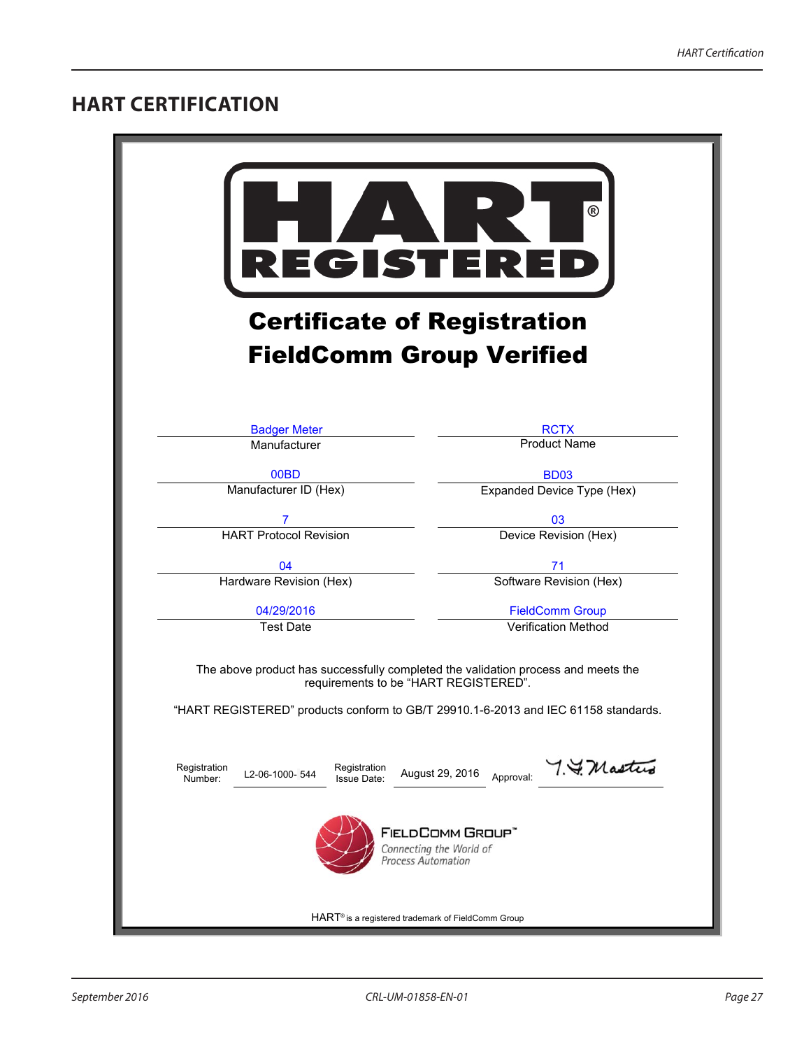# HART CERTIFICATION

**HART REGISTERED**

## Certificate of Registration
## FieldComm Group Verified

| Field | Value | Field | Value |
|---|---|---|---|
| Manufacturer | Badger Meter | Product Name | RCTX |
| Manufacturer ID (Hex) | 00BD | Expanded Device Type (Hex) | BD03 |
| HART Protocol Revision | 7 | Device Revision (Hex) | 03 |
| Hardware Revision (Hex) | 04 | Software Revision (Hex) | 71 |
| Test Date | 04/29/2016 | Verification Method | FieldComm Group |

The above product has successfully completed the validation process and meets the requirements to be "HART REGISTERED".

"HART REGISTERED" products conform to GB/T 29910.1-6-2013 and IEC 61158 standards.

Registration Number: L2-06-1000- 544 Registration Issue Date: August 29, 2016 Approval: T.J. Masters

FieldComm Group™
*Connecting the World of Process Automation*

HART® is a registered trademark of FieldComm Group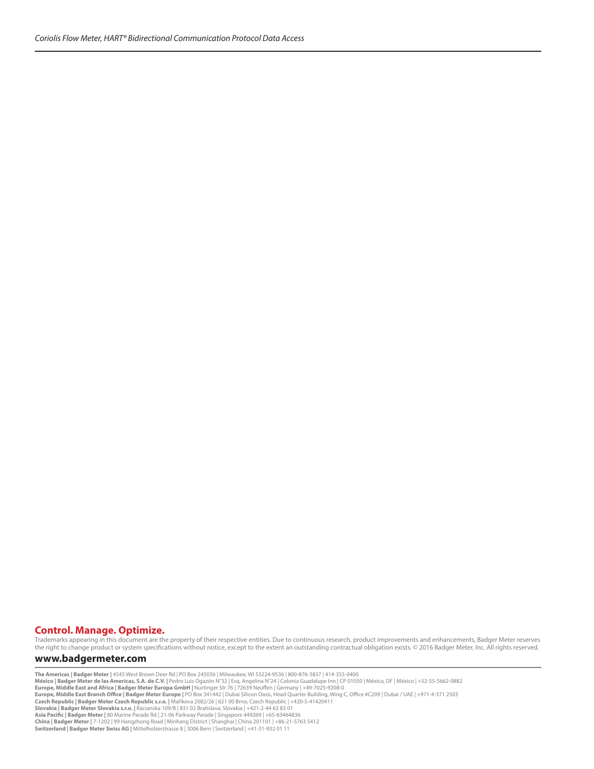**Control. Manage. Optimize.**

Trademarks appearing in this document are the property of their respective entities. Due to continuous research, product improvements and enhancements, Badger Meter reserves the right to change product or system specifications without notice, except to the extent an outstanding contractual obligation exists. © 2016 Badger Meter, Inc. All rights reserved.

**www.badgermeter.com**

**The Americas | Badger Meter |** 4545 West Brown Deer Rd | PO Box 245036 | Milwaukee, WI 53224-9536 | 800-876-3837 | 414-355-0400
**México | Badger Meter de las Americas, S.A. de C.V. |** Pedro Luis Ogazón N°32 | Esq. Angelina N°24 | Colonia Guadalupe Inn | CP 01050 | México, DF | México | +52-55-5662-0882
**Europe, Middle East and Africa | Badger Meter Europa GmbH |** Nurtinger Str 76 | 72639 Neuffen | Germany | +49-7025-9208-0
**Europe, Middle East Branch Office | Badger Meter Europe |** PO Box 341442 | Dubai Silicon Oasis, Head Quarter Building, Wing C, Office #C209 | Dubai / UAE | +971-4-371 2503
**Czech Republic | Badger Meter Czech Republic s.r.o. |** Maříkova 2082/26 | 621 00 Brno, Czech Republic | +420-5-41420411
**Slovakia | Badger Meter Slovakia s.r.o. |** Racianska 109/B | 831 02 Bratislava, Slovakia | +421-2-44 63 83 01
**Asia Pacific | Badger Meter |** 80 Marine Parade Rd | 21-06 Parkway Parade | Singapore 449269 | +65-63464836
**China | Badger Meter |** 7-1202 | 99 Hangzhong Road | Minhang District | Shanghai | China 201101 | +86-21-5763 5412
**Switzerland | Badger Meter Swiss AG |** Mittelholzerstrasse 8 | 3006 Bern | Switzerland | +41-31-932 01 11